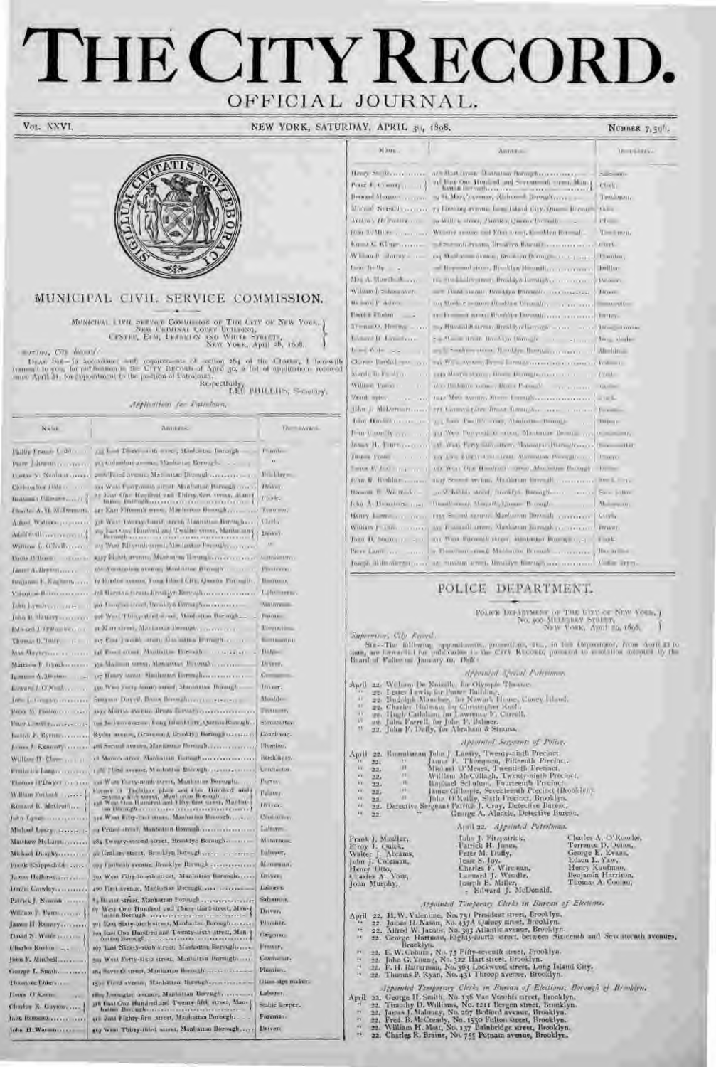# THE CITY RECORD.

## OFFICIAL JOURNAL.

VOL. XXVI. NEW YORK, SATURDAY, APRIL 30, 1898. NUMBER 7,596.

## MUNICIPAL CIVIL SERVICE COMMISSION.

MUNICIPAL CIVIL SERVICE COMMISSION OF THE CITY OF NEW YORK,
NEW CRIMINAL COURT BUILDING,
CENTRE, ELM, FRANKLIN AND WHITE STREETS,
NEW YORK, April 28, 1898.

*Supervisor, City Record:*

DEAR SIR—In accordance with requirements of section 284 of the Charter, I herewith transmit to you, for publication in the CITY RECORD of April 30, a list of applications received since April 21, for appointment to the position of Patrolman.

Respectfully,
LEE PHILLIPS, Secretary.

*Applications for Patrolman.*

| NAME. | ADDRESS. | OCCUPATION. |
|---|---|---|
| Phillip Francis Lidd... | 335 East Thirty-sixth street, Manhattan Borough | Plumber. |
| Peter Johnson | ... Columbus avenue, Manhattan Borough | " |
| Gustav V. Nordman | ... Third avenue, Manhattan Borough | Bricklayer. |
| Christopher Hiltz | ... West Forty-ninth street, Manhattan Borough | Driver. |
| Benjamin Gilmartin | ... East One Hundred and Thirty-first street, Manhattan Borough | Clerk. |
| Charles A. H. McDermott | ... East Fifteenth street, Manhattan Borough | Teamster. |
| Alfred Walters | ... West Twenty-fourth street, Manhattan Borough | Clerk. |
| Adolf Grill | ... East One Hundred and Twelfth street, Manhattan Borough | Driver. |
| William L. O'Neill | ... West Eleventh street, Manhattan Borough | " |
| Denis O'Brien | ... Eighth avenue, Manhattan Borough | Conductor. |
| James A. Brennan | ... Amsterdam avenue, Manhattan Borough | Plasterer. |
| Benjamin F. Hagberry | ... avenue, Long Island City, Queens Borough | Boatman. |
| Valentine B... | ... street, Brooklyn Borough | Upholsterer. |
| John Lynch | ... street, Brooklyn Borough | Stableman. |
| John B. Slattery | ... West Thirty-third street, Manhattan Borough | Painter. |
| Edward J. O'Rourke | ... street, Manhattan Borough | Elevatorman. |
| Thomas B. Tully | ... East Twelfth street, Manhattan Borough | Motorman. |
| Max Meyer | ... street, Manhattan Borough | Bricklayer. |
| Matthew F. Lynch | ... Madison street, Manhattan Borough | Driver. |
| Ignatius A. Devine | ... Henry street, Manhattan Borough | Conductor. |
| Edward J. O'Neill | ... West Forty-fourth street, Manhattan Borough | Driver. |
| John L. Coggins | ... street, Bronx Borough | Moulder. |
| Peter H. Haas | ... avenue, Bronx Borough | Teamster. |
| Peter Costello | ... avenue, Long Island City, Queens Borough | Stonecutter. |
| Joseph F. Byrnes | ... avenue, Gravesend, Brooklyn Borough | Coachman. |
| James J. Kennedy | ... Second avenue, Manhattan Borough | Plumber. |
| William H. Class | ... street, Manhattan Borough | Bricklayer. |
| Frederick Lang | ... Third avenue, Manhattan Borough | Conductor. |
| Thomas O'Dwyer | ... West Forty-ninth street, Manhattan Borough | Porter. |
| William Pollock | Corner of Trafalgar place and One Hundred and seventy-... street, Manhattan Borough | Painter. |
| Richard R. McGrath | ... West One Hundred and Fifty-first street, Manhattan Borough | Driver. |
| John Lynch | ... West Fifty-first street, Manhattan Borough | Conductor. |
| Michael Lowry | ... Prince street, Manhattan Borough | Laborer. |
| Matthew McLaren | ... Twenty-second street, Brooklyn Borough | Motorman. |
| Michael Dunphy | ... Graham street, Brooklyn Borough | Laborer. |
| Frank Knippschild | ... Flatbush avenue, Brooklyn Borough | Motorman. |
| James Halloran | ... West Fifty-fourth street, Manhattan Borough | Driver. |
| Daniel Cowley | ... First avenue, Manhattan Borough | Laborer. |
| Patrick J. Noonan | ... street, Manhattan Borough | Salesman. |
| William F. Pyne | ... West One Hundred and Thirty-third street, Manhattan Borough | Driver. |
| James H. Reaney | ... East Sixty-ninth street, Manhattan Borough | Plumber. |
| David N. Wolfe | ... East One Hundred and Twenty-sixth street, Manhattan Borough | Carpenter. |
| Charles Ruden | ... East Ninety-sixth street, Manhattan Borough | Printer. |
| John F. Mitchell | ... West Forty-sixth street, Manhattan Borough | Conductor. |
| George L. Smith | ... Seventh street, Manhattan Borough | Plumber. |
| Theodore Ebler | ... Third avenue, Manhattan Borough | Glass-sign maker. |
| Denis O'Keefe | ... Lexington avenue, Manhattan Borough | Laborer. |
| Charles R. Gayner | ... East One Hundred and Twenty-fifth street, Manhattan Borough | Scale keeper. |
| John Brennan | ... East Eighty-first street, Manhattan Borough | Foreman. |
| John H. Watson | ... West Thirty-third street, Manhattan Borough | Driver. |
| Henry Smith | ... street, Manhattan Borough | Salesman. |
| Peter F. Conroy | ... East One Hundred and Seventeenth street, Manhattan Borough | Clerk. |
| Bernard Mooney | ... St. Mary's avenue, Richmond Borough | Trackman. |
| Michael Norton | ... Fleming avenue, Long Island City, Queens Borough | Oiler. |
| Anthony D. Farrell | ... street, Jamaica, Queens Borough | Clerk. |
| John W. Miller | ... avenue and ... street, Brooklyn Borough | Teamster. |
| James C. Kilmer | ... avenue, Brooklyn Borough | Clerk. |
| William F. Murray | ... Manhattan avenue, Brooklyn Borough | Plumber. |
| Louis Reilly | ... street, Brooklyn Borough | Driller. |
| Max A. Hornbach | ... street, Brooklyn Borough | Painter. |
| William J. Schmeider | ... Third avenue, Brooklyn Borough | Joiner. |
| Richard F. Adams | ... avenue, Brooklyn Borough | Stonecutter. |
| Patrick Phelan | ... street, Brooklyn Borough | Ferry... |
| Thomas D. Herring | ... street, Brooklyn Borough | Iron... |
| Edward F. Lennon | ... street, Brooklyn Borough | ... dealer. |
| Jacob Weis | ... street, Brooklyn Borough | Machinist. |
| Charles Jordan | ... avenue, Bronx Borough | Painter. |
| Martin Pauly | ... avenue, Bronx Borough | Clerk. |
| William Jones | ... avenue, Bronx Borough | Gilder. |
| Frank Apier | ... avenue, Bronx Borough | Clerk. |
| John J. McDermott | ... place, Bronx Borough | Fireman. |
| John Hughes | ... East Twelfth street, Manhattan Borough | Waiter. |
| John Connolly | ... West ... street, Manhattan Borough | Carpenter. |
| James H. Tully | ... West Forty-fifth street, Manhattan Borough | Stonecutter. |
| James Fraser | ... East ... street, Manhattan Borough | Clerk. |
| James F. Joyce | ... West One Hundred ... street, Manhattan Borough | Driver. |
| John H. Weldon | ... Second avenue, Manhattan Borough | Steel... |
| Bennett F. Warwick | ... street, Brooklyn Borough | Stone cutter. |
| John A. Henderson | ... street, Queens Borough | Motorman. |
| Henry Lammert | ... Second avenue, Manhattan Borough | Clerk. |
| William F. Cole | ... street, Manhattan Borough | Driver. |
| John D. Scalli | ... West ... street, Manhattan Borough | Clerk. |
| Peter Lamb | ... street, Manhattan Borough | Bricklayer. |
| Joseph Hillenberger | ... street, Brooklyn Borough | Cabinet maker. |

## POLICE DEPARTMENT.

POLICE DEPARTMENT OF THE CITY OF NEW YORK,
No. 300 MULBERRY STREET,
NEW YORK, April 29, 1898.

*Supervisor, City Record:*

SIR—The following appointments, promotions, etc., in this Department, from April 22 to date, are forwarded for publication in the CITY RECORD, pursuant to resolution adopted by the Board of Police on January 10, 1898:

*Appointed Special Patrolmen.*

April 22. William De Noielle, for Olympia Theatre.
" 22. Lester Lewis, for Potter Building.
" 22. Rudolph Mancher, for Newark House, Coney Island.
" 22. Charles Holman, for Christopher Koch.
" 22. Hugh Callahan, for Lawrence F. Carroll.
" 22. John Farrell, for John F. Balmer.
" 22. John F. Duffy, for Abraham & Strauss.

*Appointed Sergeants of Police.*

April 22. Roundsman John J. Lastry, Twenty-ninth Precinct.
" 22. " James F. Thompson, Fifteenth Precinct.
" 22. " Michael O'Meara, Twentieth Precinct.
" 22. " William McCullagh, Twenty-ninth Precinct.
" 22. " Raphael Schulum, Fourteenth Precinct.
" 22. " James Gillespie, Seventeenth Precinct (Brooklyn).
" 22. " John O'Reilly, Sixth Precinct, Brooklyn.
" 22. Detective Sergeant Patrick J. Gray, Detective Bureau.
" 22. " George A. Alonzo, Detective Bureau.

April 22. *Appointed Patrolmen.*

Frank J. Mueller,
Elroy L. Quick,
Walter J. Abrams,
John J. Coleman,
Henry Otto,
Charles A. Voss,
John Murphy,
John J. Fitzpatrick,
Patrick H. Jones,
Peter M. Duffy,
Jesse S. Joy,
Charles F. Wireman,
Leonard J. Woodle,
Joseph E. Miller,
Edward J. McDonald,
Charles A. O'Rourke,
Terrence D. Quinn,
George E. Evans,
Edson L. Yaw,
Henry Kaufman,
Benjamin Harrison,
Thomas A. Coolan.

*Appointed Temporary Clerks in Bureau of Elections.*

April 22. H. W. Valentine, No. 751 President street, Brooklyn.
" 22. James H. Nason, No. 437A Quincy street, Brooklyn.
" 22. Alfred W. Jacobs, No. 393 Atlantic avenue, Brooklyn.
" 22. George Hartman, Eighty-fourth street, between Sixteenth and Seventeenth avenues, Brooklyn.
" 22. E. W. Coburn, No. 73 Fifty-seventh street, Brooklyn.
" 22. John G. Young, No. 322 Hart street, Brooklyn.
" 22. F. H. Hatterman, No. 363 Lockwood street, Long Island City.
" 22. Thomas P. Ryan, No. 431 Throop avenue, Brooklyn.

*Appointed Temporary Clerks in Bureau of Elections, Borough of Brooklyn.*

April 22. George H. Smith, No. 138 Van Voorhis street, Brooklyn.
" 22. Timothy D. Williams, No. 1211 Bergen street, Brooklyn.
" 22. James J. Maloney, No. 207 Bedford avenue, Brooklyn.
" 22. Fred. B. McCready, No. 1550 Fulton street, Brooklyn.
" 22. William H. Mott, No. 137 Bainbridge street, Brooklyn.
" 22. Charles R. Braine, No. 755 Putnam avenue, Brooklyn.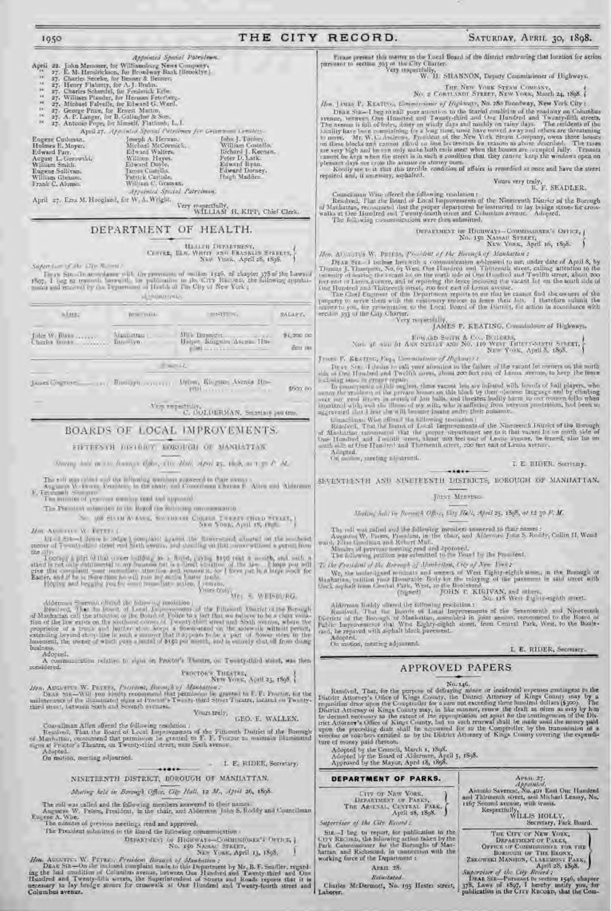*Appointed Special Patrolmen.*

April 22. John Memmer, for Williamsburg News Company.
" 27. E. M. Hendrickson, for Broadway Bank (Brooklyn).
" 27. Charles Seneke, for Benner & Benner.
" 27. Henry Flaherty, for A. J. Brahn.
" 27. Charles Scheedel, for Frederick Erbe.
" 27. William Pfander, for Herman Peterberg.
" 27. Michael Falvelle, for Edward G. Ward.
" 27. George Price, for Ernest Martin.
" 27. A. P. Langer, for B. Gallagher & Son.
" 27. Antonio Pope, for himself, Flatbush, L. I.

April 27. *Appointed Special Patrolmen for Greenwood Cemetery.*

| | | |
|---|---|---|
| Eugene Cushman. | Joseph A. Heenan. | John J. Toohey. |
| Holmes E. Moyer. | Michael McCormick. | William Costello. |
| Edward Parr. | Edward Walters. | Richard J. Keenan. |
| August L. Gerowski. | William Hayes. | Peter D. Lark. |
| William Smith. | Edward Doyle. | Edward Ryan. |
| Eugene Sullivan. | James Costello. | Edward Dorney. |
| William Gleason. | Patrick Carlisle. | Hugh Madden. |
| Frank C. Alonso. | William C. Grassan. | |

*Appointed Special Patrolman.*

April 27. Ezra M. Hoogland, for W. A. Wright.

Very respectfully,
WILLIAM H. KIPP, Chief Clerk.

## DEPARTMENT OF HEALTH.

HEALTH DEPARTMENT,
CENTRE, ELM, WHITE AND FRANKLIN STREETS,
NEW YORK, April 28, 1898.

*Supervisor of the City Record:*

DEAR SIR—In accordance with the provisions of section 1546, of chapter 378 of the Laws of 1897, I beg to transmit herewith, for publication in the CITY RECORD, the following appointments and removal by the Department of Health of The City of New York:

*Appointments.*

| NAME. | BOROUGH. | POSITION. | SALARY. |
|---|---|---|---|
| John W. Blake ....... | Manhattan ..... | Milk Inspector ............ | $1,200 00 |
| Charles Rooke ........ | Brooklyn ...... | Helper, Kingston Avenue Hospital ............ | 600 00 |

*Removal.*

| NAME. | BOROUGH. | POSITION. | SALARY. |
|---|---|---|---|
| James Cosgrove ........ | Brooklyn ......... | Helper, Kingston Avenue Hospital ............ | $600 00 |

Very respectfully,
C. GOLDERMAN, Secretary pro tem.

## BOARDS OF LOCAL IMPROVEMENTS.

### FIFTEENTH DISTRICT, BOROUGH OF MANHATTAN.

*Meeting held in the Borough Office, City Hall, April 25, 1898, at 1.30 P. M.*

The roll was called and the following members answered to their names:

Augustus W. Peters, President, in the chair, and Councilman Charles F. Allen and Alderman E. Townsend Sherman.

The minutes of previous meeting read and approved.

The President submitted to the Board the following communication:

No. 398 SIXTH AVENUE, SOUTHEAST CORNER TWENTY-THIRD STREET,
NEW YORK, April 18, 1898.

*Hon. AUGUSTUS W. PETERS:*

DEAR SIR—I desire to lodge a complaint against the flower-stand situated on the southeast corner of Twenty-third street and Sixth avenue, and standing on that corner without a permit from the city.

I occupy a part of that corner building as a florist, paying $150 rent a month, and such a stand is not only detrimental to my business but is a direct violation of the law. I hope you will give this complaint your immediate attention and remove it, for I have put in a large stock for Easter, and if he is there then he will ruin my entire Easter trade.

Hoping and begging you for some immediate action, I remain,

Yours truly,
MRS. S. WEISBURG.

Alderman Sherman offered the following resolution:

Resolved, That the Board of Local Improvements of the Fifteenth District of the Borough of Manhattan call the attention of the Board of Police to a fact that we believe to be a clear violation of the law exists on the southeast corner of Twenty-third street and Sixth avenue, where the proprietor of a trunk and leather store keeps a flower-stand on the sidewalk without permit, extending beyond stoop-line in such a manner that it appears to be a part of flower store in the basement, the owner of which pays a rental of $150 per month, and is entirely shut off from doing business.

Adopted.

A communication relative to signs on Proctor's Theatre, on Twenty-third street, was then considered.

PROCTOR'S THEATRE,
NEW YORK, April 23, 1898.

*Hon. AUGUSTUS W. PETERS, President, Borough of Manhattan:*

DEAR SIR—Will you kindly recommend that permission be granted to F. F. Proctor, for the maintenance of the illuminated signs at Proctor's Twenty-third Street Theatre, located on Twenty-third street, between Sixth and Seventh avenues.

Yours truly,
GEO. E. WALLEN.

Councilman Allen offered the following resolution:

Resolved, That the Board of Local Improvements of the Fifteenth District of the Borough of Manhattan, recommend that permission be granted to F. F. Proctor to maintain illuminated signs at Proctor's Theatre, on Twenty-third street, near Sixth avenue.

Adopted.

On motion, meeting adjourned.

I. E. RIDER, Secretary.

### NINETEENTH DISTRICT, BOROUGH OF MANHATTAN.

*Meeting held in Borough Office, City Hall, 12 M., April 26, 1898.*

The roll was called and the following members answered to their names:

Augustus W. Peters, President, in the chair, and Alderman John S. Roddy and Councilman Eugene A. Wise.

The minutes of previous meetings read and approved.

The President submitted to the Board the following communication:

DEPARTMENT OF HIGHWAYS—COMMISSIONER'S OFFICE,
No. 150 NASSAU STREET,
NEW YORK, April 15, 1898.

*Hon. AUGUSTUS W. PETERS, President Borough of Manhattan:*

DEAR SIR—On the inclosed complaint made to this Department by Mr. B. F. Seadler, regarding the bad condition of Columbus avenue, between One Hundred and Twenty-third and One Hundred and Twenty-fifth streets, the Superintendent of Streets and Roads reports that it is necessary to lay bridge stones for crosswalk at One Hundred and Twenty-fourth street and Columbus avenue.

Please present this matter to the Local Board of the district embracing that location for action pursuant to section 393 of the City Charter.

Very respectfully,
W. H. SHANNON, Deputy Commissioner of Highways.

THE NEW YORK STEAM COMPANY,
No. 2 CORTLANDT STREET, NEW YORK, March 24, 1898.

*Hon. JAMES P. KEATING, Commissioner of Highways, No. 280 Broadway, New York City:*

DEAR SIR—I beg to call your attention to the fearful condition of the roadway on Columbus avenue, between One Hundred and Twenty-third and One Hundred and Twenty-fifth streets. The avenue is full of holes, dusty on windy days and muddy on rainy days. The residents of the locality have been complaining for a long time, some have moved away and others are threatening to move. Mr. W. C. Andrews, President of the New York Steam Company, owns three houses on these blocks and cannot afford to lose his tenants for reasons as above described. The taxes are very high and he can only make both ends meet when the houses are occupied fully. Tenants cannot be kept when the street is in such a condition that they cannot keep the windows open on pleasant days nor cross the avenue on stormy ones.

Kindly see to it that this terrible condition of affairs is remedied at once and have the street repaired and, if necessary, asphalted.

Yours very truly,
B. F. SEADLER.

Councilman Wise offered the following resolution:

Resolved, That the Board of Local Improvements of the Nineteenth District of the Borough of Manhattan, recommend that the proper department be instructed to lay bridge stones for crosswalks at One Hundred and Twenty-fourth street and Columbus avenue. Adopted.

The following communications were then submitted.

DEPARTMENT OF HIGHWAYS—COMMISSIONER'S OFFICE,
No. 150 NASSAU STREET,
NEW YORK, April 16, 1898.

*Hon. AUGUSTUS W. PETERS, President of the Borough of Manhattan:*

DEAR SIR—I inclose herewith a communication addressed to me, under date of April 8, by Thomas J. Thompson, No. 63 West One Hundred and Thirteenth street, calling attention to the necessity of fencing the vacant lot on the north side of One Hundred and Twelfth street, about 200 feet east of Lenox avenue, and of repairing the fence inclosing the vacant lot on the south side of One Hundred and Thirteenth street, 200 feet east of Lenox avenue.

The Chief Engineer of this Department reports to me that he cannot find the owners of the property to serve them with the customary notices to fence their lots. I therefore submit the matter to you, for presentation to the Local Board of the District, for action in accordance with section 393 of the City Charter.

Very respectfully,
JAMES P. KEATING, Commissioner of Highways.

EDWARD SMITH & CO., BUILDERS,
NOS. 46 AND 48 ANN STREET AND NO. 110 WEST THIRTY-NINTH STREET,
NEW YORK, April 8, 1898.

*JAMES P. KEATING, Esq., Commissioner of Highways:*

DEAR SIR—I desire to call your attention to the failure of the vacant lot owners on the north side of One Hundred and Twelfth street, about 200 feet east of Lenox avenue, to keep the fence inclosing same in proper repair.

In consequence of this neglect, these vacant lots are infested with hounds of ball players, who annoy the residents of the private houses on this block by their obscene language and by climbing over our yard fences in search of lost balls, and threaten bodily harm to our women folks when interfered with, and the illness of my wife, who is suffering from nervous prostration, had been so aggravated that I fear she will become insane under their nuisance.

Councilman Wise offered the following resolution:

Resolved, That the Board of Local Improvements of the Nineteenth District of the Borough of Manhattan recommend that the proper department see to it that vacant lot on north side of One Hundred and Twelfth street, about 200 feet east of Lenox avenue, be fenced, also lot on south side of One Hundred and Thirteenth street, 200 feet east of Lenox avenue.

Adopted.

On motion, meeting adjourned.

I. E. RIDER, Secretary.

### SEVENTEENTH AND NINETEENTH DISTRICTS, BOROUGH OF MANHATTAN.

JOINT MEETING.

*Meeting held in Borough Office, City Hall, April 25, 1898, at 12.30 P. M.*

The roll was called and the following members answered to their names:

Augustus W. Peters, President, in the chair, and Aldermen John S. Roddy, Collin H. Woodward, Elias Goodman and Robert Muh.

Minutes of previous meeting read and approved.

The following petition was submitted to the Board by the President.

*To the President of the Borough of Manhattan, City of New York:*

We, the undersigned residents and owners of West Eighty-eighth street, in the Borough of Manhattan, petition your Honorable Body for the relaying of the pavement in said street with block asphalt from Central Park, West, to the Boulevard.

(Signed) JOHN F. KIRIVAN, and others,
No. 118 West Eighty-eighth street.

Alderman Roddy offered the following resolution:

Resolved, That the Boards of Local Improvements of the Seventeenth and Nineteenth Districts of the Borough of Manhattan, assembled in joint session, recommend to the Board of Public Improvements that West Eighty-eighth street, from Central Park, West, to the Boulevard, be repaved with asphalt block pavement.

Adopted.

On motion, meeting adjourned.

I. E. RIDER, Secretary.

## APPROVED PAPERS.

No. 146.

Resolved, That, for the purpose of defraying minor or incidental expenses contingent to the District Attorney's Office of Kings County, the District Attorney of Kings County may by a requisition draw upon the Comptroller for a sum not exceeding three hundred dollars ($300). The District Attorney of Kings County may, in like manner, renew the draft as often as may by him be deemed necessary to the extent of the appropriation set apart for the contingencies of the District Attorney's Office of Kings County, but no such renewal shall be made until the money paid upon the preceding draft shall be accounted for to the Comptroller by the transmission of a voucher or vouchers certified to by the District Attorney of Kings County covering the expenditure of money paid thereon.

Adopted by the Council, March 1, 1898.
Adopted by the Board of Aldermen, April 5, 1898.
Approved by the Mayor, April 18, 1898.

## DEPARTMENT OF PARKS.

CITY OF NEW YORK,
DEPARTMENT OF PARKS,
THE ARSENAL, CENTRAL PARK,
April 28, 1898.

*Supervisor of the City Record:*

SIR—I beg to report, for publication in the CITY RECORD, the following action taken by the Park Commissioner for the Boroughs of Manhattan and Richmond, in connection with the working force of the Department:

APRIL 28.

*Reinstated.*

Charles McDermott, No. 195 Hester street, Laborer.

APRIL 27.

*Appointed.*

Antonio Saverese, No. 401 East One Hundred and Thirteenth street, and Michael Leonry, No. 1167 Second avenue, with teams.

Respectfully,
WILLIS HOLLY,
Secretary, Park Board.

THE CITY OF NEW YORK,
DEPARTMENT OF PARKS,
OFFICE OF COMMISSIONER FOR THE BOROUGH OF THE BRONX,
ZBROWSKI MANSION, CLAREMONT PARK,
April 28, 1898.

*Supervisor of the City Record:*

DEAR SIR—Pursuant to section 1546, chapter 378, Laws of 1897, I hereby notify you, for publication in the CITY RECORD, that the Com-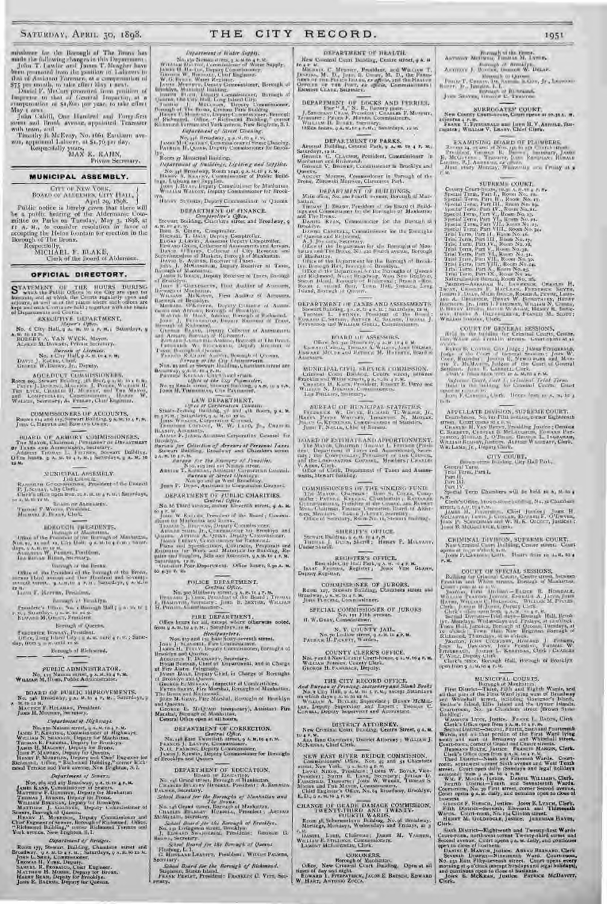missioner for the Borough of The Bronx has made the following changes in this Department:

John T. Lawlor and James T. Meagher have been promoted from the position of Laborers to that of Assistant Foremen, at a compensation of $75 per month, to take effect May 1 next.

David F. McCart promoted from position of Inspector to that of General Inspector, at a compensation of $1,800 per year, to take effect May 1 next.

John Cahill, One Hundred and Forty-first street and Brook avenue, appointed Teamster with team, and

Timothy B. McEvoy, No. 1661 Eastburn avenue, appointed Laborer, at $1.75 per day.

Respectfully yours,

MAX K. KAHN,
Private Secretary.

## MUNICIPAL ASSEMBLY.

CITY OF NEW YORK,
BOARD OF ALDERMEN, CITY HALL,
April 29, 1898.

Public notice is hereby given that there will be a public hearing of the Aldermanic Committee on Parks on Tuesday, May 3, 1898, at 11 A. M., to consider resolution in favor of accepting the Heine fountain for erection in the Borough of The Bronx.

Respectfully,

MICHAEL F. BLAKE,
Clerk of the Board of Aldermen.

## OFFICIAL DIRECTORY.

STATEMENT OF THE HOURS DURING which the Public Offices in the City are open for business, and at which the Courts regularly open and adjourn, as well as of the places where such offices are kept and such Courts are held; together with the heads of Departments and Courts:

### EXECUTIVE DEPARTMENT.

*Mayor's Office.*

No. 6 City Hall, 9 A. M. to 4 P. M.; Saturdays, 9 A. M. to 12 M.

ROBERT A. VAN WYCK, Mayor.
ALFRED M. DOWNES, Private Secretary.

*Bureau of Licenses.*

No. 1 City Hall, 9 A. M. to 4 P. M.
DAVID J. ROCHE, Chief.
GEORGE W. DOWN, Jr., Deputy.

### AQUEDUCT COMMISSIONERS.

Room 209, Stewart Building, 5th floor, 9 A. M. to 4 P. M.
PETER J. DOOLING, MAURICE J. POWER, WILLIAM H. TEN EYCK, CHARLES H. MURRAY, and THE MAYOR, and COMPTROLLER, Commissioners; HARRY W. WALKER, Secretary; A. FTELEY, Chief Engineer.

### COMMISSIONERS OF ACCOUNTS.

Rooms 114 and 115, Stewart Building, 9 A. M. to 4 P. M.
JOHN C. HERTLE and EDWARD OWEN.

### BOARD OF ARMORY COMMISSIONERS.

THE MAYOR, Chairman; PRESIDENT OF DEPARTMENT OF TAXES AND ASSESSMENTS, Secretary.
Address TREASURER, Stewart Building. Office hours, 9 A. M. to 4 P. M.; Saturdays, 9 A. M. to 12 M.

### MUNICIPAL ASSEMBLY.

*The Council.*

RANDOLPH GUGGENHEIMER, President of the Council
P. J. SCULLY, City Clerk.
Clerk's office open from 10 A. M. to 4 P. M.; Saturdays, 10 A. M. to 12 M.

*Board of Aldermen.*

THOMAS F. WOODS, President.
MICHAEL F. BLAKE, Clerk.

### BOROUGH PRESIDENTS.

*Borough of Manhattan.*

Office of the President of the Borough of Manhattan, Nos. 10, 11 and 12, City Hall; 9 A. M. to 4 P. M.; Saturdays, 9 A. M. to 12 M.
AUGUSTUS W. PETERS, President.
ISAAC HOPPER, Secretary.

*Borough of The Bronx.*

Office of the President of the Borough of The Bronx, corner Third avenue and One Hundred and Seventy-seventh street; 9 A. M. to 4 P. M.; Saturdays, 9 A. M. to 12 M.
LOUIS F. HAFFEN, President.

*Borough of Brooklyn.*

President's Office, No. 1 Borough Hall; 9 A. M. to 5 P. M.; Saturdays, 9 A. M. to 12 M.
EDWARD M. GROUT, President.

*Borough of Queens.*

FREDERICK BOWLEY, President.
Office, Long Island City, 9 A. M. until 4 P. M.; Saturday, from 9 A. M. until 12 M.

*Borough of Richmond.*

### PUBLIC ADMINISTRATOR.

No. 119 Nassau street, 9 A. M. to 4 P. M.
WILLIAM M. HOES, Public Administrator.

### BOARD OF PUBLIC IMPROVEMENTS.

No. 346 Broadway, 9 A. M. to 4 P. M.; Saturdays, 9 A. M. to 12 M.
MAURICE F. HOLAHAN, President.
JOHN H. MOONEY, Secretary.

*Department of Highways.*

No. 150 Nassau street, 9 A. M. to 4 P. M.
JAMES P. KEATING, Commissioner of Highways.
WILLIAM N. SHANNON, Deputy for Manhattan.
THOMAS R. FARRELL, Deputy for Brooklyn.
JOHN H. MALONEY, Deputy for Bronx.
JOHN P. MADDEN, Deputy for Queens.
HENRY P. MORRISON, Deputy and Chief Engineer for Richmond. Office, "Richmond Building," corner Richmond Terrace and York avenue, New Brighton, S. I.

*Department of Sewers.*

Nos. 265 and 267 Broadway, 9 A. M. to 4 P. M.
JAMES KANE, Commissioner of Sewers.
MATTHEW F. DONOHUE, Deputy for Manhattan.
THOMAS J. BYRNES, Deputy for Bronx.
WILLIAM BRENNAN, Deputy for Brooklyn.
MATTHEW J. GOLDNER, Deputy Commissioner of Sewers, Borough of Queens.
HENRY P. MORRISON, Deputy Commissioner and Chief Engineer of Sewers, Borough of Richmond. Office, "Richmond Building," corner Richmond Terrace and York avenue, New Brighton, S. I.

*Department of Bridges.*

Room 177, Stewart Building, Chambers street and Broadway, 9 A. M. to 4 P. M.; Saturdays, 9 A. M. to 12 M.
JOHN L. SHEA, Commissioner.
THOMAS H. YORK, Deputy.
SAMUEL R. PROBASCO, Chief Engineer.
MATTHEW H. MOORE, Deputy for Bronx.
HARRY BEAM, Deputy for Brooklyn.
JOHN K. BACKUS, Deputy for Queens.

*Department of Water Supply.*

No. 150 Nassau street, 9 A. M. to 4 P. M.
WILLIAM DALTON, Commissioner of Water Supply.
JAMES H. HASLIN, Deputy Commissioner.
GEORGE W. BIRDSALL, Chief Engineer.
W. G. BYRNE, Water Register.
JAMES MOFFETT, Deputy Commissioner, Borough of Brooklyn, Municipal Building.
JOSEPH FLUCK, Deputy Commissioner, Borough of Queens, the City Hall, Long Island City.
THOMAS J. MULLIGAN, Deputy Commissioner, Borough of The Bronx, Crotona Park Building.
HENRY P. MORRISON, Deputy Commissioner, Borough of Richmond. Office, "Richmond Building," corner Richmond Terrace and York avenue, New Brighton, S. I.

*Department of Street Cleaning.*

No. 346 Broadway, 9 A. M. to 4 P. M.
JAMES MCCARTNEY, Commissioner of Street Cleaning.
PATRICK H. QUINN, Deputy Commissioner for Brooklyn.
Room 9 Municipal Building.

*Department of Buildings, Lighting and Supplies.*

No. 346 Broadway, Room 1142, 9 A. M. to 4 P. M.
HENRY S. KEARNY, Commissioner of Public Buildings, Lighting and Supplies.
JOHN J. RYAN, Deputy Commissioner for Manhattan.
WILLIAM WALTON, Deputy Commissioner for Brooklyn.
HENRY SUTPHIN, Deputy Commissioner for Queens.

### DEPARTMENT OF FINANCE.

*Comptroller's Office.*

Stewart Building, Chambers street and Broadway, 9 A. M. to 4 P. M.
BIRD S. COLER, Comptroller.
MICHAEL T. DALY, Deputy Comptroller.
EDGAR J. LEVEY, Assistant Deputy Comptroller.
EDWARD GILON, Collector of Assessments and Arrears.
DAVID O'BRIEN, Collector of City Revenue and Superintendent of Markets, Borough of Manhattan.
DAVID E. AUSTEN, Receiver of Taxes.
JOHN J. McDONOUGH, Deputy Receiver of Taxes, Borough of Manhattan.
JAMES B. BOUCK, Deputy Receiver of Taxes, Borough of Brooklyn.
JOHN F. GOULDSBURY, First Auditor of Accounts, Borough of Manhattan.
WILLIAM McKINNY, First Auditor of Accounts, Borough of Brooklyn.
MICHAEL O'KEEFFE, Deputy Collector of Assessments and Arrears, Borough of Brooklyn.
WALTER H. HART, Auditor, Borough of Richmond.
JOHN J. FITZGERALD, Deputy Receiver of Taxes, Borough of Richmond.
GEORGE BRAND, Deputy Collector of Assessments and Arrears, Borough of Richmond.
EDWARD LEHMANN, Auditor, Borough of The Bronx.
FREDERICK W. BLECKMANN, Deputy Receiver of Taxes, Borough of Queens.
FRANCIS R. CLAIR, Auditor, Borough of Queens.

*Bureau of the City Chamberlain.*

Nos. 25 and 27 Stewart Building, Chambers street and Broadway, 9 A. M. to 4 P. M.
PATRICK KEENAN, City Chamberlain.

*Office of the City Paymaster.*

No. 33 Reade street, Stewart Building, 9 A. M. to 4 P. M.
JOHN H. TIMMERMAN, City Paymaster.

### LAW DEPARTMENT.

*Office of Corporation Counsel.*

Staats-Zeitung Building, 3d and 4th floors, 9 A. M. to 5 P. M.; Saturdays, 9 A. M. to 12 M.
JOHN WHALEN, Corporation Counsel.
THEODORE CONNOLY, W. W. LADD, Jr., CHARLES BLANDY, Assistants.
ALMET F. JENKS, Assistant Corporation Counsel for Brooklyn.

*Bureau for Collection of Arrears of Personal Taxes*

Stewart Building, Broadway and Chambers street, 9 A. M. to 4 P. M.

*Bureau for the Recovery of Penalties.*

Nos. 119 and 121 Nassau street.
ADRIAN T. KIERNAN, Assistant Corporation Counsel.

*Bureau of Street Openings.*

Nos. 90 and 92 West Broadway.
JOHN P. DUNN, Assistant to Corporation Counsel.

### DEPARTMENT OF PUBLIC CHARITIES.

*Central Office.*

No. 66 Third avenue, corner Eleventh street, 9 A. M. to 4 P. M.
JOHN W. KELLER, President of the Board; Commissioner for Manhattan and Bronx.
THOMAS S. BRENNAN, Deputy Commissioner.
ADOLPH SIMIS, Jr., Commissioner for Brooklyn and Queens. ARTHUR A. QUINN, Deputy Commissioner.
JAMES FEENY, Commissioner for Richmond.
Plans and Specifications, Contracts, Proposals and Estimates for Work and Materials for Building, Repairs and Supplies, Bills and Accounts, 9 A. M. to 4 P. M. Saturdays, 12 M.
Out-door Poor Department. Office hours, 8.30 A. M. to 4.30 P. M.

### POLICE DEPARTMENT.

*Central Office.*

No. 300 Mulberry street, 9 A. M. to 4 P. M.
BERNARD J. YORK, President of the Board; THOMAS L. HAMILTON, Secretary; JOHN B. SEXTON, WILLIAM H. PHILIPS, Commissioners.

### FIRE DEPARTMENT.

Office hours for all, except where otherwise noted, from 9 A. M. to 4 P. M.; Saturdays, 12 M.

*Headquarters.*

Nos. 157 and 159 East Sixty-seventh street.
JOHN J. SCANNELL, Fire Commissioner.
JAMES H. TULLY, Deputy Commissioner, Boroughs of Brooklyn and Queens.
AUGUSTUS T. DOCHARTY, Secretary.
HUGH BONNER, Chief of Department, and in Charge of Fire Alarm Telegraph.
JAMES DALE, Deputy Chief, in Charge of Boroughs of Brooklyn and Queens.
GEORGE E. MURRAY, Inspector of Combustibles.
PETER SEERY, Fire Marshal, Boroughs of Manhattan, The Bronx and Richmond.
JOHN M. GRAY, Fire Marshal, Boroughs of Brooklyn and Queens.
GEORGE E. McGRATH (temporary), Assistant Fire Marshal, Borough of Manhattan.
Central Office open at all hours.

### DEPARTMENT OF CORRECTION.

*Central Office.*

No. 148 East Twentieth street, 9 A. M. to 4 P. M.
FRANCIS J. LANTRY, Commissioner.
N. O. FANNING, Deputy Commissioner.
JAMES J. KIRWIN, Deputy Commissioner for Boroughs of Brooklyn and Queens.

### DEPARTMENT OF EDUCATION.

*Board of Education.*

No. 146 Grand street, Borough of Manhattan.
CHARLES BULKLEY HUBBELL, President; A. EMERSON PALMER, Secretary.

*School Board for the Boroughs of Manhattan and The Bronx.*

No. 146 Grand street, Borough of Manhattan.
CHARLES BULKLEY HUBBELL, President; ARTHUR McMULLIN, Secretary.

*School Board for the Borough of Brooklyn.*

No. 131 Livingston street, Brooklyn.
J. EDWARD SWANSTROM, President; GEORGE G. BROWN, Secretary.

*School Board for the Borough of Queens.*

Flushing, L. I.
G. HOWLAND LEAVITT, President; WILSON PALMER, Secretary.

*School Board for the Borough of Richmond.*

Stapleton, Staten Island.
FRANK PERLET, President; FRANKLIN C. VITT, Secretary.

### DEPARTMENT OF HEALTH.

New Criminal Court Building, Centre street, 9 A. M. to 4 P. M.
MICHAEL C. MURPHY, President, and WILLIAM T. JENKINS, M. D., JOHN B. COSBY, M. D., the PRESIDENT OF THE POLICE BOARD, *ex officio*, and the HEALTH OFFICER OF THE PORT, *ex officio*, Commissioners; EMMONS CLARK, Secretary.

### DEPARTMENT OF DOCKS AND FERRIES.

Pier "A," N. R., Battery place.
J. SERGEANT CRAM, President; CHARLES F. MURPHY, Treasurer; PETER F. MEYER, Commissioners.
WILLIAM H. BURKE, Secretary.
Office hours, 9 A. M. to 4 P. M.; Saturdays, 12 M.

### DEPARTMENT OF PARKS.

Arsenal Building, Central Park, 9 A. M. to 4 P. M.; Saturdays, 12 M.
GEORGE C. CLAUSEN, President, Commissioner in Manhattan and Richmond.
GEORGE V. BROWER, Commissioner in Brooklyn and Queens.
AUGUST MOEBUS, Commissioner in Borough of the Bronx, Zbrowski Mansion, Claremont Park.

### DEPARTMENT OF BUILDINGS.

Main office, No. 220 Fourth avenue, Borough of Manhattan.
THOMAS J. BRADY, President of the Board of Buildings and Commissioner for the Boroughs of Manhattan and The Bronx.
DANIEL RYAN, Commissioner for the Borough of Brooklyn.
DANIEL CAMPBELL, Commissioner for the Boroughs of Queens and Richmond.
A. J. JOHNSON, Secretary.
Office of the Department for the Boroughs of Manhattan and The Bronx, No. 220 Fourth avenue, Borough of Manhattan.
Office of the Department for the Borough of Brooklyn, Borough Hall, Borough of Brooklyn.
Office of the Department for the Boroughs of Queens and Richmond, No. 21 Broadway, West New Brighton, Staten Island, Borough of Richmond; Branch office, Room 3, second floor, Town Hall, Jamaica, Long Island, Borough of Queens.

### DEPARTMENT OF TAXES AND ASSESSMENTS.

Stewart Building, 9 A. M. to 4 P. M.; Saturdays, 12 M.
THOMAS L. FEITNER, President of the Board; EDWARD C. SHEEHY, ARTHUR C. SALMON, THOMAS J. PATTERSON and WILLIAM GRELL, Commissioners.

### BOARD OF ASSESSORS.

Office, No. 320 Broadway, 9 A. M. to 4 P. M.
EDWARD CAHILL, THOMAS A. WILSON, JOHN DELMAR, EDWARD McCUE and PATRICK M. HAVERTY, Board of Assessors.

### MUNICIPAL CIVIL SERVICE COMMISSION.

Criminal Court Building, Centre street, between Franklin and White streets, 9 A. M. to 4 P. M.
CHARLES H. KNOX, President; ROBERT E. DEYO and WILLIAM N. DYKMAN, Commissioners.
LEE PHILLIPS, Secretary.

### BUREAU OF MUNICIPAL STATISTICS.

FREDERICK W. LOEW, RICHARD T. WILSON, Jr., HARRY PAYNE WHITNEY, THEODORE N. MOTLEY, JULIUS G. KUNKELMAN, Commissioners of Statistics.
JOHN T. NAGLE, Chief of Bureau.

### BOARD OF ESTIMATE AND APPORTIONMENT.

The MAYOR, Chairman; THOMAS L. FEITNER (President of Taxes and Assessments), Secretary; the COMPTROLLER, PRESIDENT OF THE COUNCIL and the CORPORATION COUNSEL, Members; CHARLES V. ADEE, Clerk.
Office of Clerk, Department of Taxes and Assessments, Stewart Building.

### COMMISSIONERS OF THE SINKING FUND.

The MAYOR, Chairman; BIRD S. COLER, Comptroller; PATRICK KEENAN, Chamberlain; RANDOLPH GUGGENHEIMER, President of the Council, and ROBERT MUH, Chairman, Finance Committee, Board of Aldermen, Members; HENRY DEJONGE, Secretary.
Office of Secretary, Room No. 11, Stewart Building.

### SHERIFF'S OFFICE.

Stewart Building, 9 A. M. to 4 P. M.
THOMAS J. DUNN, Sheriff; HENRY P. MULVANY, Under Sheriff.

### REGISTER'S OFFICE.

East side City Hall Park, 9 A. M. to 4 P. M.
ISAAC FROMME, Register; JOHN VON GLAHN, Deputy Register.

### COMMISSIONER OF JURORS.

Room 127, Stewart Building, Chambers street and Broadway, 9 A. M. to 4 P. M.
JOHN PURCELL, Commissioner.

### SPECIAL COMMISSIONER OF JURORS

No. 111 Fifth avenue.
H. W. GRAY, Commissioner.

### N. Y. COUNTY JAIL.

No. 70 Ludlow street, 9 A. M. to 4 P. M.
PATRICK H. PICKETT, Warden.

### COUNTY CLERK'S OFFICE.

Nos. 7 and 8 New County Court-house, 9 A. M. to 4 P. M.
WILLIAM SOHMER, County Clerk.
GEORGE H. FAHRBACH, Deputy.

### THE CITY RECORD OFFICE.

*And Bureau of Printing, Stationery and Blank Books*

No. 2 City Hall, 9 A. M. to 5 P. M., except Saturdays on which days 9 A. M. to 12 M.
WILLIAM A. BUTLER, Supervisor; HENRY McMILLAN, Deputy Supervisor and Expert; THOMAS C. COWELL, Deputy Supervisor and Accountant.

### DISTRICT ATTORNEY.

New Criminal Court Building, Centre street, 9 A. M. to 4 P. M.
ASA BIRD GARDINER, District Attorney; WILLIAM J. McKENNA, Chief Clerk.

### NEW EAST RIVER BRIDGE COMMISSION.

Commissioners' Office, Nos. 49 and 51 Chambers street, New York, 9 A. M. to 4 P. M.
LEWIS NIXON, President; JAMES W. BOYLE, Vice-President; SMITH E. LANE, Secretary; JULIAN D. FAIRCHILD, Treasurer; JOHN W. WEBER, THOMAS S. MOORE and THE MAYOR, Commissioners.
Chief Engineer's Office, No. 84 Broadway, Brooklyn, E. D., 9 A. M. to 5 P. M.

### CHANGE OF GRADE DAMAGE COMMISSION, TWENTY-THIRD AND TWENTY-FOURTH WARDS.

Room 58, Schermerhorn Building, No. 96 Broadway. Meetings, Mondays, Wednesdays and Fridays, at 3 P. M.
DANIEL LORD, Chairman; JAMES M. VARNUM, WILLIAM E. STILLINGS, Commissioners.
LAMONT McLOUGHLIN, Clerk.

### CORONERS.

*Borough of Manhattan.*

Office, New Criminal Court Building. Open at all times of day and night.
EDWARD T. FITZPATRICK, JACOB E. BAUSCH, EDWARD W. HART, ANTONIO ZUCCA.

*Borough of the Bronx.*

ANTHONY McOWEN, THOMAS M. LYNCH.

*Borough of Brooklyn.*

ANTHONY J. BURGER, GEORGE W. DELAP.

*Borough of Queens.*

PHILIP T. CRONIN, JOHN RANKIN SCOTT, Jr., LEONARD RUOFF, Jr., JOSEPH L. H.

*Borough of Richmond.*

JOHN SEAVER, GEORGE C. TRAVERS.

### SURROGATES' COURT.

New County Court-house, Court opens at 10.30 A. M.; adjourns 4 P. M.
FRANK T. FITZGERALD and JOHN H. V. ARNOLD, Surrogates; WILLIAM V. LEARY, Chief Clerk.

### EXAMINING BOARD OF PLUMBERS.

Rooms 14, 15 and 16 Nos. 149 to 151 Church street.
President, GEORGE E. BOWE; Secretary, JAMES E. McGOVERN; Treasurer, JOHN RENEHAN; HORACE LOOMIS, P. J. ANDREWS, *ex officio*.
Meet every Monday, Wednesday and Friday at 2 P. M.

### SUPREME COURT.

County Court-house, 10.30 A. M. to 4 P. M.
Special Term, Part I., Room No. 16.
Special Term, Part II., Room No. 17.
Special Term, Part III., Room No. 19.
Special Term, Part IV., Room No. 21.
Special Term, Part V., Room No. 22.
Special Term, Part VI., Room No. 23.
Special Term, Part VII., Room No. 33.
Special Term, Part VIII., Room No. 34.
Trial Term, Part II., Room No. 18.
Trial Term, Part III., Room No. 27.
Trial Term, Part IV., Room No. 24.
Trial Term, Part V., Room No. 30.
Trial Term, Part VI., Room No. 31.
Trial Term, Part VII., Room No. 32.
Trial Term, Part VIII., Room No. 24.
Trial Term, Part IX., Room No. 25.
Trial Term, Part X., Room No. 26.
Naturalization Bureau, Room No. 26.
Naturalization Bureau, Room No. 26.
ABRAHAM R. LAWRENCE, CHARLES H. TRUAX, CHARLES F. MACLEAN, FREDERICK SMYTH, JOSEPH F. DALY, MILES BEACH, ROGER A. PRYOR, LEONARD A. GIEGERICH, HENRY W. BOOKSTAVER, HENRY BISCHOFF, Jr., JOHN J. FREEDMAN, WILLIAM N. COHEN, P. HENRY DUGRO, DAVID McADAM, HENRY R. BECKMAN, HENRY A. GILDERSLEEVE, FRANCIS M. SCOTT; WILLIAM SOHMER, Clerk.

### COURT OF GENERAL SESSIONS.

Held in the building for Criminal Courts, Centre, Elm, White and Franklin streets. Court opens at 11 o'clock.
RUFUS B. COWING, City Judge; JAMES FITZGERALD, Judge of the Court of General Sessions; JOHN W. GOFF, Recorder; JOSEPH E. NEWBURGER and MARTIN T. McMAHON, Judges of the Court of General Sessions; JOHN F. CARROLL, Clerk.
Clerk's Office open from 10 A. M. to 4 P. M.

*Supreme Court, Part I., Criminal Trial Term.*

Held in the building for Criminal Courts. Court opens at 10.30 A. M.
JOHN F. CARROLL, Clerk. Hours from 10 A. M. to 4 P. M.

### APPELLATE DIVISION, SUPREME COURT.

Court-house, No. 111 Fifth avenue, corner Eighteenth street. Court opens at 1 P. M.
CHARLES H. VAN BRUNT, Presiding Justice; GEORGE C. BARRETT, CHESTER B. McLAUGHLIN, EDWARD PATTERSON, MORGAN J. O'BRIEN, GEORGE L. INGRAHAM, WILLIAM RUMSEY, Justices. ALFRED WAGSTAFF, Clerk; WM. LAMB, Jr., Deputy Clerk.

### CITY COURT.

Brown-stone Building, City Hall Park.
General Term.
Trial Term, Part I.
Part II.
Part III.
Part IV.
Special Term Chambers will be held at 10 A. M. to 4 P. M.
Clerk's Office, brown-stone building, No. 32 Chambers street, 9 A. M. to 4 P. M.
JAMES M. FITZSIMONS, Chief Justice; JOHN H. McCARTHY, JOHN J. CONLAN, EDWARD F. O'DWYER, JOHN P. SCHUCHMAN and M. E. OLCOTT, Justices; JOHN B. McGOLDRICK, Clerk.

### CRIMINAL DIVISION, SUPREME COURT.

New Criminal Court Building, Centre street. Court opens at 10.30 o'clock A. M.
JOHN F. CARROLL, Clerk. Hours from 10 A. M. to 4 P. M.

### COURT OF SPECIAL SESSIONS.

Building for Criminal Courts, Centre street, between Franklin and White streets, Borough of Manhattan. Court opens at 10 A. M.
Justices—First Division—ELISHA B. HOLBROOK, WILLIAM E. HOLBROOK, JOSEPH M. DEUEL, JOHN HAYES, WILLIAM C. HOLBROOK, WILLIAM M. FULLER, Clerk; JAMES M. JAMES, Deputy Clerk.
Clerk's office open from 9 A. M. to 4 P. M.
Second Division—Trial days—Borough Hall, Brooklyn, Mondays, Wednesdays and Fridays, at 10 o'clock; Town Hall, Jamaica, Borough of Queens, Tuesdays, at 10 o'clock; Town Hall, New Brighton, Borough of Richmond, Thursdays, at 10 o'clock.
Justices—JOHN COURTNEY, HOWARD J. FORKER, JOHN B. DELANEY, JOHN FLEMING, THOMAS W. FITZGERALD, JOSEPH L. KERRIGAN, Clerk; CHARLES F. WOLF, Deputy Clerk.
Clerk's office, Borough Hall, Borough of Brooklyn, open from 9 A. M. to 4 P. M.

### MUNICIPAL COURTS.

*Borough of Manhattan.*

First District—Third, Fifth and Eighth Wards, and all that part of the First Ward lying west of Broadway and Whitehall street, including Governor's Island, Bedloe's Island, Ellis Island and the Oyster Islands. Court-room, No. 32 Chambers street (Brown Stone Building).
WAUHOPE LYNN, Justice. FRANK L. BACON, Clerk.
Clerk's Office open from 9 A. M. to 4 P. M.
Second District—Second, Fourth, Sixth and Fourteenth Wards, and all that portion of the First Ward lying south and east of Broadway and Whitehall street. Court-room, corner of Grand and Centre streets.
THOMAS E. MURRAY, Justice. FRANCIS MANGIN, Clerk.
Clerk's Office open from 9 A. M. to 4 P. M.
Third District—Ninth and Fifteenth Wards. Court-room, southwest corner Sixth avenue and West Tenth street. Court opens daily (Sundays and legal holidays excepted) from 9 A. M. to 4 P. M.
WM. F. MOORE, Justice. DANIEL WILLIAMS, Clerk.
Fourth District—Tenth and Seventeenth Wards. Court-room, No. 30 First street, corner Second avenue. Court opens 9 A. M. daily, and remains open to close of business.
GEORGE F. ROESCH, Justice. JOHN E. LYNCH, Clerk.
Fifth District—Seventh, Eleventh and Thirteenth Wards. Court-room, No. 154 Clinton street.
HENRY M. GOLDFOGLE, Justice. JEREMIAH HAYES, Clerk.
Sixth District—Eighteenth and Twenty-first Wards. Court-room, northwest corner Twenty-third street and Second avenue. Court opens 9 A. M. daily, and continues open to close of business.
DANIEL F. MARTIN, Justice. ABRAM BERNARD, Clerk.
Seventh District—Nineteenth Ward. Court-room, No. 151 East Fifty-seventh street. Court opens every morning at 9 o'clock (except Sundays and legal holidays), and continues open to close of business.
JOHN B. McKEAN, Justice. PATRICK McDAVITT, Clerk.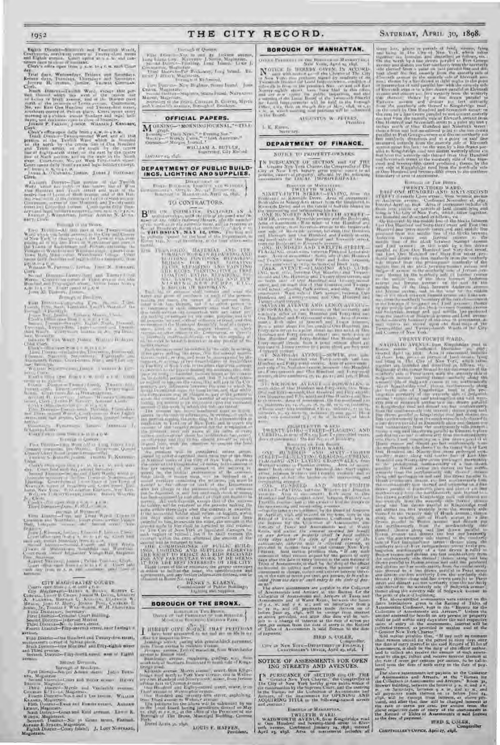## OFFICIAL PAPERS.

MORNING—"MORNING JOURNAL," "TELEGRAPH."

Evening—"Daily News," "Evening Sun."

Weekly—"Weekly Union," "Irish American."

German—"Morgen Journal."

WILLIAM A. BUTLER,
Supervisor, City Record.

## DEPARTMENT OF PUBLIC BUILDINGS, LIGHTING AND SUPPLIES.

### TO CONTRACTORS.

THURSDAY, MAY 12, 1898.

HENRY S. KEARNY,
Commissioner of Public Buildings, Lighting and Supplies.

## BOROUGH OF THE BRONX.

LOUIS F. HAFFEN,
President.

## CITY MAGISTRATES' COURTS.

## BOROUGH OF MANHATTAN.

AUGUSTUS W. PETERS,
President.

## DEPARTMENT OF FINANCE.

### NOTICE TO PROPERTY-OWNERS.

BIRD S. COLER,
Comptroller.

## NOTICE OF ASSESSMENTS FOR OPENING STREETS AND AVENUES.

BIRD S. COLER,
Comptroller.

COMPTROLLER'S OFFICE, April 27, 1898.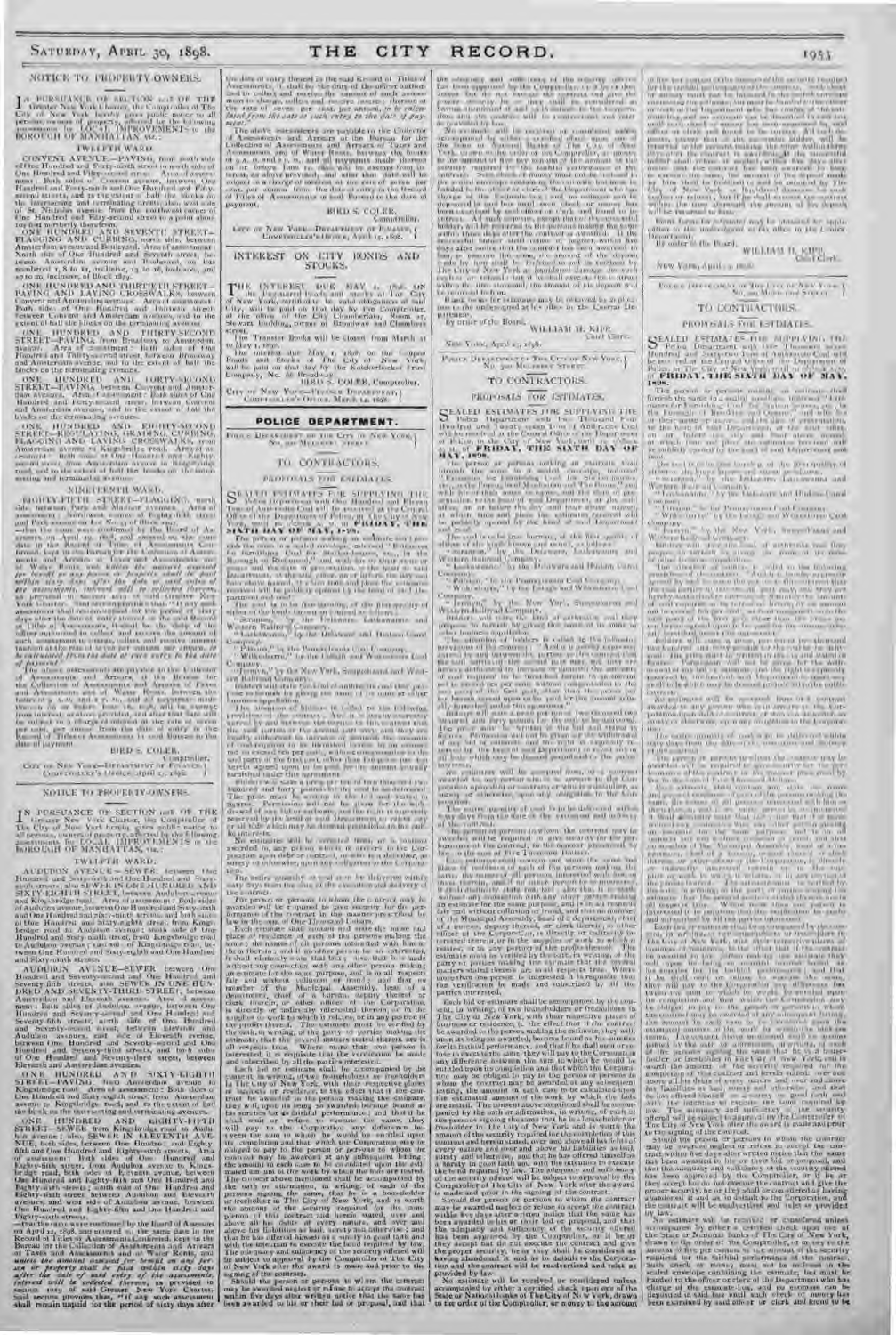NOTICE TO PROPERTY OWNERS.

IN PURSUANCE OF SECTION 1018 OF THE Greater New York Charter, the Comptroller of The City of New York hereby gives public notice to all persons, owners of property, affected by the following assessments for LOCAL IMPROVEMENTS in the BOROUGH OF MANHATTAN, viz.:

TWELFTH WARD.

CONVENT AVENUE—PAVING, from south side of One Hundred and Forty-ninth street to north side of One Hundred and Fifty-second street. Area of assessment: Both sides of Convent avenue, between One Hundred and Forty-ninth and One Hundred and Fifty-second streets, and to the extent of half the blocks on the intersecting and terminating streets, also west side of St. Nicholas avenue, from the northwest corner of One Hundred and Fifty-second street to a point about 100 feet northerly therefrom.

ONE HUNDRED AND SEVENTH STREET—FLAGGING AND CURBING, north side, between Amsterdam avenue and Boulevard. Area of assessment: North side of One Hundred and Seventh street, between Amsterdam avenue and Boulevard, on lots numbered 1, 8 to 12, inclusive, 23 to 26, inclusive, and 27 to 29, inclusive, of Block 1879.

ONE HUNDRED AND THIRTIETH STREET—PAVING AND LAYING CROSSWALKS, between Convent and Amsterdam avenues. Area of assessment: Both sides of One Hundred and Thirtieth street, between Convent and Amsterdam avenues, and to the extent of half the blocks on the terminating avenues.

ONE HUNDRED AND THIRTY-SECOND STREET—PAVING, from Broadway to Amsterdam avenue. Area of assessment: Both sides of One Hundred and Thirty-second street, between Broadway and Amsterdam avenue, and to the extent of half the blocks on the terminating avenues.

ONE HUNDRED AND FORTY-SECOND STREET—PAVING, between Convent and Amsterdam avenues. Area of assessment: Both sides of One Hundred and Forty-second street, between Convent and Amsterdam avenues, and to the extent of half the blocks on the terminating avenues.

ONE HUNDRED AND EIGHTY-SECOND STREET—REGULATING, GRADING, CURBING, FLAGGING AND LAYING CROSSWALKS, from Amsterdam avenue to Kingsbridge road. Area of assessment: Both sides of One Hundred and Eighty-second street, from Amsterdam avenue to Kingsbridge road, and to the extent of half the blocks on the intersecting and terminating avenues.

NINETEENTH WARD.

EIGHTY-FIFTH STREET—FLAGGING, north side, between Park and Madison avenues. Area of assessment: Northerly side of Eighty-fifth street and Park avenue on lot No. 1 of Block 1497.

—that the same were confirmed by the Board of Assessors on April 26, 1898, and entered on the same date in the Record of Titles of Assessments Confirmed, kept in the Bureau for the Collection of Assessments and Arrears of Taxes and Assessments and of Water Rents, and *unless the amount assessed for benefit on any person or property shall be paid within sixty days after the date of said entry of the assessments, interest will be collected thereon*, as provided in section 1019 of said Greater New York Charter.

Said section provides that "if any such assessment shall remain unpaid for the period of sixty days after the date of entry thereof in the said Record of Titles of Assessments, it shall be the duty of the officer authorized to collect and receive the amount of such assessment to charge, collect and receive interest thereon at the rate of seven per cent. per annum, *to be calculated from the date of such entry to the date of payment*."

The above assessments are payable to the Collector of Assessments and Arrears at the Bureau for the Collection of Assessments and Arrears of Taxes and Assessments and of Water Rents, Room 35, Stewart Building, between the hours of 9 a.m. and 2 p.m., and all payments made thereon on or before June 25, 1898, will be exempt from interest, as above provided, and after that date will be subject to a charge of interest at the rate of seven per cent. per annum from the date of entry in the Record of Titles of Assessments in said Bureau to the date of payment.

BIRD S. COLER, Comptroller.

CITY OF NEW YORK—DEPARTMENT OF FINANCE, COMPTROLLER'S OFFICE, April 27, 1898.

NOTICE TO PROPERTY-OWNERS.

IN PURSUANCE OF SECTION 1018 OF THE Greater New York Charter, the Comptroller of The City of New York hereby gives public notice to all persons, owners of property, affected by the following assessments for LOCAL IMPROVEMENTS in the BOROUGH OF MANHATTAN, viz.:

TWELFTH WARD.

AUDUBON AVENUE—SEWER, between One Hundred and Sixty-sixth and One Hundred and Sixty-ninth streets; also SEWER IN ONE HUNDRED AND SIXTY-EIGHTH STREET, between Audubon avenue and Kingsbridge road. Area of assessment: Both sides of Audubon avenue, between One Hundred and Sixty-sixth and One Hundred and Sixty-ninth streets; and both sides of One Hundred and Sixty-eighth street, from Kingsbridge road to Audubon avenue; east side of Kingsbridge road, between One Hundred and Sixty-eighth and One Hundred and Sixty-ninth streets.

AUDUBON AVENUE—SEWER, between One Hundred and Seventy-second and One Hundred and Seventy-fifth streets, also SEWER IN ONE HUNDRED AND SEVENTY-THIRD STREET, between Amsterdam and Eleventh avenues. Area of assessment: Both sides of Audubon avenue, between One Hundred and Seventy-second and One Hundred and Seventy-fifth streets, north side of One Hundred and Seventy-second street, between Eleventh and Audubon avenues; both sides of One Hundred and Seventy-third street, between Eleventh and Amsterdam avenues.

ONE HUNDRED AND SIXTY-EIGHTH STREET—PAVING, from Amsterdam avenue to Kingsbridge road. Area of assessment: Both sides of One Hundred and Sixty-eighth street, from Amsterdam avenue to Kingsbridge road, and to the extent of half the block on the intersecting and terminating avenues.

ONE HUNDRED AND EIGHTY-FIFTH STREET—SEWER, from Kingsbridge road to Audubon avenue; also, SEWER IN ELEVENTH AVENUE, between One Hundred and Eighty-fifth and One Hundred and Eighty-sixth streets. Area of assessment: Both sides of One Hundred and Eighty-fifth street, from Audubon avenue to Kingsbridge road, both sides of Eleventh avenue, between One Hundred and Eighty-fifth and One Hundred and Eighty-sixth streets.

—that the same were confirmed by the Board of Assessors on April 26, 1898, and entered on the same date in the Record of Titles of Assessments Confirmed, kept in the Bureau for the Collection of Assessments and Arrears of Taxes and Assessments and of Water Rents, and *unless the amount assessed for benefit on any person or property shall be paid within sixty days after the date of said entry of the assessments, interest will be collected thereon*, as provided in section 1019 of said Greater New York Charter.

Said section provides that "if any such assessment shall remain unpaid for the period of sixty days after the date of entry thereof in the said Record of Titles of Assessments, it shall be the duty of the officer authorized to collect and receive the amount of such assessment to charge, collect and receive interest thereon at the rate of seven per cent. per annum, *to be calculated from the date of such entry to the date of payment*."

The above assessments are payable to the Collector of Assessments and Arrears at the Bureau for the Collection of Assessments and Arrears of Taxes and Assessments and of Water Rents, Room 35, Stewart Building, between the hours of 9 a.m. and 2 p.m., and all payments made thereon on or before June 25, 1898, will be exempt from interest, as above provided, and after that date will be subject to a charge of interest at the rate of seven per cent. per annum from the date of entry in the Record of Titles of Assessments in said Bureau to the date of payment.

BIRD S. COLER, Comptroller.

CITY OF NEW YORK—DEPARTMENT OF FINANCE, COMPTROLLER'S OFFICE, April 27, 1898.

## INTEREST ON CITY BONDS AND STOCKS.

THE INTEREST DUE MAY 1, 1898, ON the Registered Bonds and Stocks of The City of New York, will be paid on that day by the Comptroller, at the office of the City Chamberlain, Room 27, Stewart Building, corner of Broadway and Chambers street.

The Transfer Books will be closed from March 31 to May 1, 1898.

The interest due May 1, 1898, on the Coupon Bonds and Stocks of The City of New York, will be paid on that day by the Knickerbocker Trust Company, No. 66 Broadway.

BIRD S. COLER, Comptroller.

CITY OF NEW YORK—FINANCE DEPARTMENT, COMPTROLLER'S OFFICE, March 14, 1898.

## POLICE DEPARTMENT.

POLICE DEPARTMENT OF THE CITY OF NEW YORK, No. 300 MULBERRY STREET.

TO CONTRACTORS.

PROPOSALS FOR ESTIMATES.

SEALED ESTIMATES FOR SUPPLYING the Police Department with One Hundred and Fifteen Tons of Anthracite Coal will be received at the Central Office of the Department of Police, in The City of New York, until 10 o'clock A.M. of **FRIDAY, THE SIXTH DAY OF MAY, 1898.**

The person or persons making an estimate shall furnish the same in a sealed envelope, indorsed "Estimate for furnishing Coal for Station-houses, etc., in the Borough of Richmond," and with his or their name or names, and the date of presentation, to the head of said Department, at the said office, on or before the day and hour above named, at which time and place the estimates received will be publicly opened by the head of said Department and read.

The coal is to be free burning, of the first quality of either of the kinds known in trade as follows:

"Scranton," by the Delaware, Lackawanna and Western Railroad Company.

"Lackawanna," by the Delaware and Hudson Canal Company.

"Pittston," by the Pennsylvania Coal Company.

"Wilkesbarre," by the Lehigh and Wilkesbarre Coal Company.

"Jermyn," by the New York, Susquehanna and Western Railroad Company.

Bidders will state the kind of anthracite coal they propose to furnish by giving the name of its mine or other business appellation.

The attention of bidders is called to the following provision of the contract: "And it is hereby expressly agreed by and between the parties to this contract that the said party of the second part may, and they are hereby authorized to increase or diminish the amount of coal required to be furnished hereunder to an amount not to exceed ten per cent., without compensation to the said party of the first part, other than the price per ton herein agreed upon to be paid for the amount actually furnished under this agreement."

Bidders will state a price per ton of two thousand two hundred and forty pounds for the coal to be delivered. The price must be written in the bid and stated in figures. Permission will not be given for the withdrawal of any bid or estimate, and the right is expressly reserved by the head of said Department to reject any or all bids which may be deemed prejudicial to the public interests.

No estimate will be received or considered, or a contract awarded, to any person who is in arrears to the Corporation upon debt or contract, or who is a defaulter, as surety or otherwise, upon any obligation to the Corporation.

The entire quantity of coal is to be delivered within sixty days from the date of the execution and delivery of the contract.

The person or persons to whom the contract may be awarded will be required to give security for the performance of the contract in the manner prescribed by law in the sum of One Thousand Dollars.

Each estimate must contain and state the name and place of residence of each of the persons making the same; the names of all persons interested with him or them therein; and if no other person be so interested, it shall distinctly state that fact; also that it is made without any connection with any other person making an estimate for the same purpose, and is in all respects fair and without collusion or fraud; and that no member of the Municipal Assembly, head of a department, chief of a bureau, deputy thereof or clerk therein, or other officer of the Corporation, is directly or indirectly interested therein, or in the supplies or work to which it relates, or in any portion of the profits thereof. The estimate must be verified by the oath, in writing, of the party or parties making the estimate that the several matters stated therein are in all respects true. Where more than one person is interested, it is requisite that the verification be made and subscribed by all the parties interested.

Each bid or estimate shall be accompanied by the consent, in writing, of two householders or freeholders in The City of New York, with their respective places of business or residence, to the effect that if the contract be awarded to the person making the estimate, they will, on its being so awarded, become bound as his sureties for its faithful performance; and that if he shall omit or refuse to execute the same, they will pay to the Corporation any difference between the sum to which he would be entitled upon its completion and that which the Corporation may be obliged to pay to the person or persons to whom the contract may be awarded at any subsequent letting, the amount in each case to be calculated upon the estimated amount of the work by which the bids are tested. The consent above mentioned shall be accompanied by the oath or affirmation, in writing, of each of the persons signing the same that he is a householder or freeholder in The City of New York, and is worth the amount of the security required for the completion of this contract and herein stated, over and above all his debts of every nature, and over and above his liabilities as bail, surety or otherwise, and that he has offered himself as a surety in good faith and with the intention to execute the bond required by law. The adequacy and sufficiency of the security offered to be approved by the Comptroller of The City of New York after the award is made and prior to the signing of the contract.

Should the person or persons to whom the contract may be awarded neglect or refuse to accept the contract within five days after written notice that the same has been awarded to his or their bid or proposal, and that the adequacy and sufficiency of the security offered has been approved by the Comptroller, or if he or they accept but do not execute the contract and give the proper security, he or they shall be considered as having abandoned it, and as in default to the Corporation, and the contract will be readvertised and relet as provided by law.

No estimate will be received or considered unless accompanied by either a certified check upon one of the State or National Banks of The City of New York, drawn to the order of the Comptroller, or money to the amount of five per centum of the amount of the security required for the faithful performance of the contract. Such check or money must not be inclosed in the sealed envelope containing the estimate, but must be handed to the officer or clerk of the Department who has charge of the estimate-box, and no estimate can be deposited in said box until such check or money has been examined by said officer or clerk and found to be correct. All such deposits, except that of the successful bidder, will be returned to the persons making the same within three days after the contract is awarded. If the successful bidder shall refuse or neglect, within five days after notice that the contract has been awarded to him, to execute the same, the amount of the deposit made by him shall be forfeited to and retained by The City of New York as liquidated damages for such neglect or refusal; but if he shall execute the contract within the time aforesaid, the amount of his deposit will be returned to him.

Blank forms for estimates may be obtained by application to the undersigned at his office in the Central Department.

By order of the Board,

WILLIAM H. KIPP, Chief Clerk.

NEW YORK, April 25, 1898.

POLICE DEPARTMENT OF THE CITY OF NEW YORK, No. 300 MULBERRY STREET.

TO CONTRACTORS.

PROPOSALS FOR ESTIMATES.

SEALED ESTIMATES FOR SUPPLYING THE Police Department with Two Thousand Four Hundred and Twenty-seven Tons of Anthracite Coal will be received at the Central Office of the Department of Police, in The City of New York, until 10 o'clock A.M. of **FRIDAY, THE SIXTH DAY OF MAY, 1898.**

The person or persons making an estimate shall furnish the same in a sealed envelope, indorsed "Estimate for furnishing Coal for Station-houses, etc., in the Borough of Brooklyn," and with his or their name or names, and the date of presentation, to the head of said Department, at the said office, on or before the day and hour above named, at which time and place the estimates received will be publicly opened by the head of said Department and read.

The coal is to be free burning, of the first quality of either of the kinds known in trade as follows:

"Scranton," by the Delaware, Lackawanna and Western Railroad Company.

"Lackawanna," by the Delaware and Hudson Canal Company.

"Pittston," by the Pennsylvania Coal Company.

"Wilkesbarre," by the Lehigh and Wilkesbarre Coal Company.

"Jermyn," by the New York, Susquehanna and Western Railroad Company.

Bidders will state the kind of anthracite coal they propose to furnish by giving the name of its mine or other business appellation.

The attention of bidders is called to the following provision of the contract: "And it is hereby expressly agreed by and between the parties to this contract that the said party of the second part may, and they are hereby authorized to increase or diminish the amount of coal required to be furnished hereunder to an amount not to exceed ten per cent., without compensation to the said party of the first part, other than the price per ton herein agreed upon to be paid for the amount actually furnished under this agreement."

Bidders will state a price per ton of two thousand two hundred and forty pounds for the coal to be delivered. The price must be written in the bid and stated in figures. Permission will not be given for the withdrawal of any bid or estimate, and the right is expressly reserved by the head of said Department to reject any or all bids which may be deemed prejudicial to the public interests.

No estimate will be received or considered, or a contract awarded, to any person who is in arrears to the Corporation upon debt or contract, or who is a defaulter, as surety or otherwise, upon any obligation to the Corporation.

The entire quantity of coal is to be delivered within sixty days from the date of the execution and delivery of the contract.

The person or persons to whom the contract may be awarded will be required to give security for the performance of the contract in the manner prescribed by law in the sum of Five Thousand Dollars.

Each estimate must contain and state the name and place of residence of each of the persons making the same; the names of all persons interested with him or them therein; and if no other person be so interested, it shall distinctly state that fact; also that it is made without any connection with any other person making an estimate for the same purpose, and is in all respects fair and without collusion or fraud; and that no member of the Municipal Assembly, head of a department, chief of a bureau, deputy thereof or clerk therein, or other officer of the Corporation, is directly or indirectly interested therein, or in the supplies or work to which it relates, or in any portion of the profits thereof. The estimate must be verified by the oath, in writing, of the party or parties making the estimate that the several matters stated therein are in all respects true. Where more than one person is interested, it is requisite that the verification be made and subscribed by all the parties interested.

Each bid or estimate shall be accompanied by the consent, in writing, of two householders or freeholders in The City of New York, with their respective places of business or residence, to the effect that if the contract be awarded to the person making the estimate, they will, on its being so awarded, become bound as his sureties for its faithful performance; and that if he shall omit or refuse to execute the same, they will pay to the Corporation any difference between the sum to which he would be entitled upon its completion and that which the Corporation may be obliged to pay to the person or persons to whom the contract may be awarded at any subsequent letting, the amount in each case to be calculated upon the estimated amount of the work by which the bids are tested. The consent above mentioned shall be accompanied by the oath or affirmation, in writing, of each of the persons signing the same that he is a householder or freeholder in The City of New York, and is worth the amount of the security required for the completion of this contract and herein stated, over and above all his debts of every nature, and over and above his liabilities as bail, surety or otherwise, and that he has offered himself as a surety in good faith and with the intention to execute the bond required by law. The adequacy and sufficiency of the security offered to be approved by the Comptroller of The City of New York after the award is made and prior to the signing of the contract.

Should the person or persons to whom the contract may be awarded neglect or refuse to accept the contract within five days after written notice that the same has been awarded to his or their bid or proposal, and that the adequacy and sufficiency of the security offered has been approved by the Comptroller, or if he or they accept but do not execute the contract and give the proper security, he or they shall be considered as having abandoned it, and as in default to the Corporation, and the contract will be readvertised and relet as provided by law.

No estimate will be received or considered unless accompanied by either a certified check upon one of the State or National Banks of The City of New York, drawn to the order of the Comptroller, or money to the amount of five per centum of the amount of the security required for the faithful performance of the contract. Such check or money must not be inclosed in the sealed envelope containing the estimate, but must be handed to the officer or clerk of the Department who has charge of the estimate-box, and no estimate can be deposited in said box until such check or money has been examined by said officer or clerk and found to be correct. All such deposits, except that of the successful bidder, will be returned to the persons making the same within three days after the contract is awarded. If the successful bidder shall refuse or neglect, within five days after notice that the contract has been awarded to him, to execute the same, the amount of the deposit made by him shall be forfeited to and retained by The City of New York as liquidated damages for such neglect or refusal; but if he shall execute the contract within the time aforesaid, the amount of his deposit will be returned to him.

Blank forms for estimates may be obtained by application to the undersigned at his office in the Central Department.

By order of the Board,

WILLIAM H. KIPP, Chief Clerk.

NEW YORK, April 25, 1898.

POLICE DEPARTMENT OF THE CITY OF NEW YORK, No. 300 MULBERRY STREET.

TO CONTRACTORS.

PROPOSALS FOR ESTIMATES.

SEALED ESTIMATES FOR SUPPLYING THE Police Department with Three Thousand Seven Hundred and Sixty-nine Tons of Anthracite Coal will be received at the Central Office of the Department of Police, in The City of New York, until 10 o'clock A.M. of **FRIDAY, THE SIXTH DAY OF MAY, 1898.**

The person or persons making an estimate shall furnish the same in a sealed envelope, indorsed "Estimate for furnishing Coal for Station-houses, etc., in the Boroughs of Manhattan and The Bronx," and with his or their name or names, and the date of presentation, to the head of said Department, at the said office, on or before the day and hour above named, at which time and place the estimates received will be publicly opened by the head of said Department and read.

The coal is to be free burning, of the first quality of either of the kinds known in trade as follows:

"Scranton," by the Delaware, Lackawanna and Western Railroad Company.

"Lackawanna," by the Delaware and Hudson Canal Company.

"Pittston," by the Pennsylvania Coal Company.

"Wilkesbarre," by the Lehigh and Wilkesbarre Coal Company.

"Jermyn," by the New York, Susquehanna and Western Railroad Company.

Bidders will state the kind of anthracite coal they propose to furnish by giving the name of its mine or other business appellation.

The attention of bidders is called to the following provision of the contract: "And it is hereby expressly agreed by and between the parties to this contract that the said party of the second part may, and they are hereby authorized to increase or diminish the amount of coal required to be furnished hereunder to an amount not to exceed ten per cent., without compensation to the said party of the first part, other than the price per ton herein agreed upon to be paid for the amount actually furnished under this agreement."

Bidders will state a price per ton of two thousand two hundred and forty pounds for the coal to be delivered. The price must be written in the bid and stated in figures. Permission will not be given for the withdrawal of any bid or estimate, and the right is expressly reserved by the head of said Department to reject any or all bids which may be deemed prejudicial to the public interests.

No estimate will be received or considered, or a contract awarded, to any person who is in arrears to the Corporation upon debt or contract, or who is a defaulter, as surety or otherwise, upon any obligation to the Corporation.

The entire quantity of coal is to be delivered within sixty days from the date of the execution and delivery of the contract.

The person or persons to whom the contract may be awarded will be required to give security for the performance of the contract in the manner prescribed by law in the sum of Eight Thousand Dollars.

Each estimate must contain and state the name and place of residence of each of the persons making the same; the names of all persons interested with him or them therein; and if no other person be so interested, it shall distinctly state that fact; also that it is made without any connection with any other person making an estimate for the same purpose, and is in all respects fair and without collusion or fraud; and that no member of the Municipal Assembly, head of a department, chief of a bureau, deputy thereof or clerk therein, or other officer of the Corporation, is directly or indirectly interested therein, or in the supplies or work to which it relates, or in any portion of the profits thereof. The estimate must be verified by the oath, in writing, of the party or parties making the estimate that the several matters stated therein are in all respects true. Where more than one person is interested, it is requisite that the verification be made and subscribed by all the parties interested.

Each bid or estimate shall be accompanied by the consent, in writing, of two householders or freeholders in The City of New York, with their respective places of business or residence, to the effect that if the contract be awarded to the person making the estimate, they will, on its being so awarded, become bound as his sureties for its faithful performance; and that if he shall omit or refuse to execute the same, they will pay to the Corporation any difference between the sum to which he would be entitled upon its completion and that which the Corporation may be obliged to pay to the person or persons to whom the contract may be awarded at any subsequent letting, the amount in each case to be calculated upon the estimated amount of the work by which the bids are tested. The consent above mentioned shall be accompanied by the oath or affirmation, in writing, of each of the persons signing the same that he is a householder or freeholder in The City of New York, and is worth the amount of the security required for the completion of this contract and herein stated, over and above all his debts of every nature, and over and above his liabilities as bail, surety or otherwise, and that he has offered himself as a surety in good faith and with the intention to execute the bond required by law. The adequacy and sufficiency of the security offered to be approved by the Comptroller of The City of New York after the award is made and prior to the signing of the contract.

Should the person or persons to whom the contract may be awarded neglect or refuse to accept the contract within five days after written notice that the same has been awarded to his or their bid or proposal, and that the adequacy and sufficiency of the security offered has been approved by the Comptroller, or if he or they accept but do not execute the contract and give the proper security, he or they shall be considered as having abandoned it, and as in default to the Corporation, and the contract will be readvertised and relet as provided by law.

No estimate will be received or considered unless accompanied by either a certified check upon one of the State or National Banks of The City of New York, drawn to the order of the Comptroller, or money to the amount of five per centum of the amount of the security required for the faithful performance of the contract. Such check or money must not be inclosed in the sealed envelope containing the estimate, but must be handed to the officer or clerk of the Department who has charge of the estimate-box, and no estimate can be deposited in said box until such check or money has been examined by said officer or clerk and found to be correct.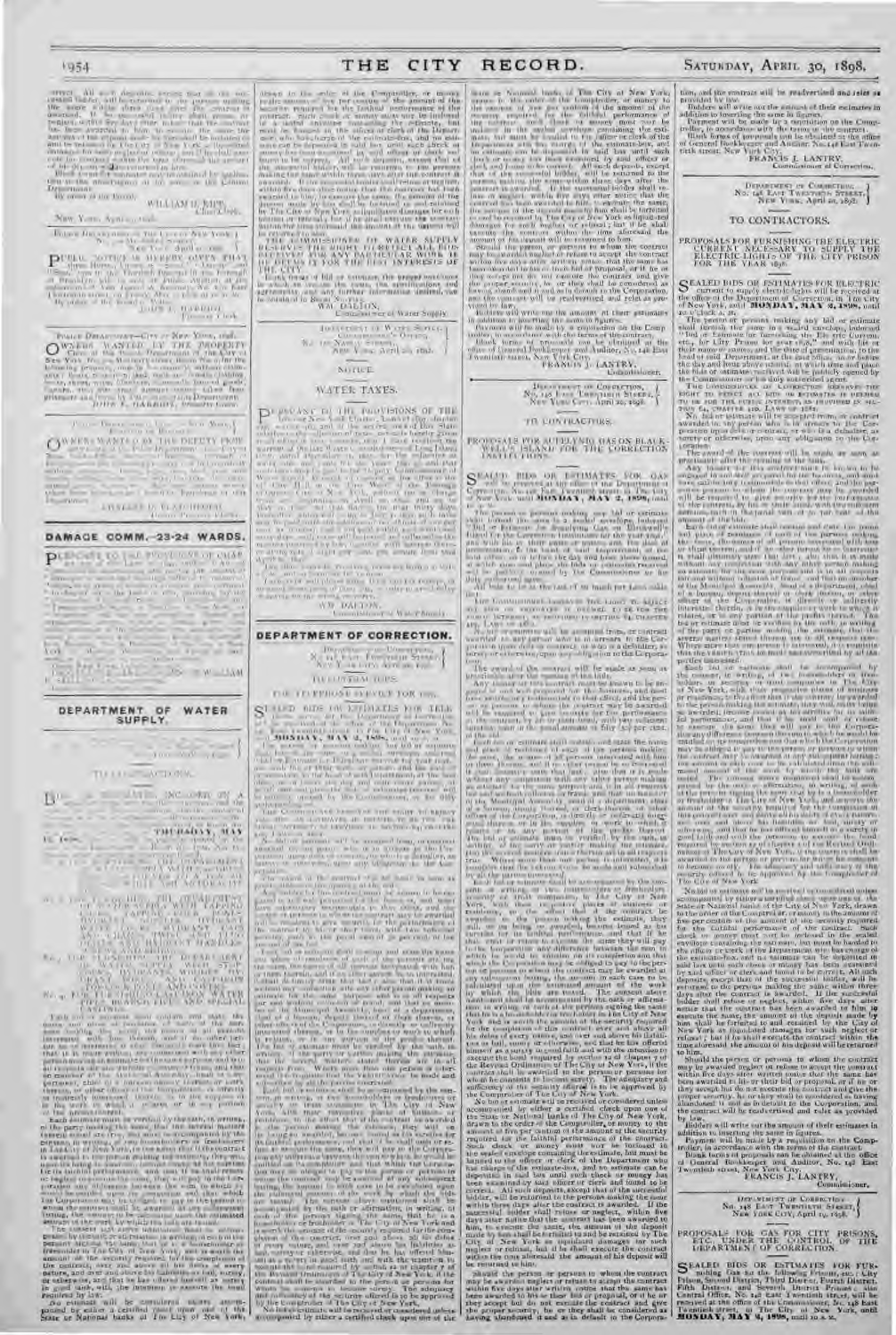WILLIAM H. KIPP, Chief Clerk.

## DAMAGE COMM.—23-24 WARDS.

## DEPARTMENT OF WATER SUPPLY.

### TO CONTRACTORS.

WM. DALTON, Commissioner of Water Supply.

### NOTICE.

### WATER TAXES.

WM. DALTON, Commissioner of Water Supply.

## DEPARTMENT OF CORRECTION.

### TO CONTRACTORS.

### TO CONTRACTORS.

PROPOSALS FOR AUTELYNE GAS ON BLACKWELL'S ISLAND FOR THE CORRECTION INSTITUTIONS.

SEALED BIDS OR ESTIMATES FOR GAS ... MONDAY, MAY 2, 1898 ...

FRANCIS J. LANTRY, Commissioner.

FRANCIS J. LANTRY, Commissioner of Correction.

DEPARTMENT OF CORRECTION, No. 148 EAST TWENTIETH STREET, NEW YORK, April 22, 1898.

### TO CONTRACTORS.

PROPOSALS FOR FURNISHING THE ELECTRIC CURRENT NECESSARY TO SUPPLY THE ELECTRIC LIGHTS OF THE CITY PRISON FOR THE YEAR 1898.

SEALED BIDS OR ESTIMATES FOR ELECTRIC current to supply electric lights will be received at the office of the Department of Correction, in The City of New York, until MONDAY, MAY 2, 1898, until 10 o'clock a. m. ...

FRANCIS J. LANTRY, Commissioner.

DEPARTMENT OF CORRECTION, No. 148 EAST TWENTIETH STREET, NEW YORK, April 1898.

PROPOSALS FOR GAS FOR CITY PRISONS, ETC., UNDER THE CONTROL OF THE DEPARTMENT OF CORRECTION.

SEALED BIDS OR ESTIMATES FOR FURnishing Gas to the following Prisons, etc.: City Prison, Second District Prison, Third District, Fifth District, and Seventh District Prisons, also Central Office, No. 148 East Twentieth street, will be received at the office of the Commissioner, No. 148 East Twentieth street, in The City of New York, until MONDAY, MAY 2, 1898, until 10 a. m. ...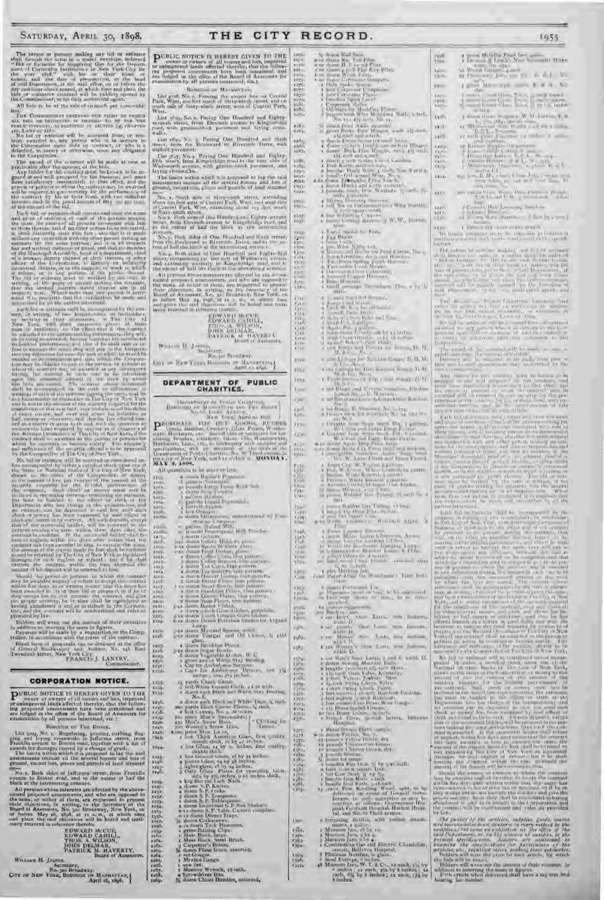The person or persons making any bid or estimate shall furnish the same in a sealed envelope, indorsed "Bid or Estimate for Supplying Gas for the Department of Correction Institutions in New York City for the year 1898," with his or their name or names, and the date of presentation, to the head of said Department, at the said office, on or before the day and hour above named, at which time and place the bids or estimates received will be publicly opened by the Commissioner, or his duly authorized agent.

All bids to be at the rate of so much per 1,000 cubic feet.

THE COMMISSIONER RESERVES THE RIGHT TO REJECT ALL BIDS OR ESTIMATES IF DEEMED TO BE FOR THE PUBLIC INTEREST, AS PROVIDED IN SECTION 64, CHAPTER 378, LAWS OF 1897.

Bidders will write out the amount of their estimates in addition to inserting the same in figures.

Payment will be made by a requisition on the Comptroller, in accordance with the terms of the contract.

Blank form of proposals can be obtained at the office of General Bookkeeper and Auditor, No. 148 East Twentieth street, New York City.

FRANCIS J. LANTRY,
Commissioner.

## CORPORATION NOTICE.

PUBLIC NOTICE IS HEREBY GIVEN TO THE owner or owners of all houses and lots, improved or unimproved lands affected thereby, that the following proposed assessments have been completed and are lodged in the office of the Board of Assessors for examination by all persons interested, viz.:

BOROUGH OF THE BRONX.

All persons whose interests are affected by the above-named proposed assessments, and who are opposed to the same, or either of them, are requested to present their objections, in writing, to the Secretary of the Board of Assessors, No. 320 Broadway, New York, on or before May 26, 1898, at 11 A.M., at which time and place the said objections will be heard and testimony received in reference thereto.

EDWARD McCUE,
EDWARD CAHILL,
THOS. A. WILSON,
JOHN DELMAR,
PATRICK M. HAVERTY,
Board of Assessors.

WILLIAM H. JASPER,
Secretary,
No. 320 Broadway.

CITY OF NEW YORK, BOROUGH OF MANHATTAN, April 26, 1898.

PUBLIC NOTICE IS HEREBY GIVEN TO THE owner or owners of all houses and lots, improved or unimproved lands affected thereby, that the following proposed assessments have been completed and are lodged in the office of the Board of Assessors for examination by all persons interested, viz.:

BOROUGH OF MANHATTAN.

All persons whose interests are affected by the above-named proposed assessments, and who are opposed to the same, or either of them, are requested to present their objections, in writing, to the Secretary of the Board of Assessors, No. 320 Broadway, New York, on or before May 26, 1898, at 11 A.M., at which time and place the said objections will be heard and testimony received in reference thereto.

EDWARD McCUE,
EDWARD CAHILL,
THOS. A. WILSON,
JOHN DELMAR,
PATRICK M. HAVERTY,
Board of Assessors.

WILLIAM H. JASPER,
Secretary,
No. 320 Broadway.

CITY OF NEW YORK, BOROUGH OF MANHATTAN, April 26, 1898.

## DEPARTMENT OF PUBLIC CHARITIES.

DEPARTMENT OF PUBLIC CHARITIES, BOROUGHS OF MANHATTAN AND THE BRONX, NORTH THIRD AVENUE, NEW YORK, April 29, 1898.

PROPOSALS FOR DRY GOODS, RUBBER Goods, Brushes, Crockery, Glass, Paints, Woodenware, Hardware, etc. Sealed bids or estimates for furnishing the above, in conformity with samples and specifications, will be received at the office of the Department of Public Charities, No. 66 Third avenue, in the City of New York, until 10 o'clock A.M., on MONDAY, MAY 9, 1898.

All quantities to be more or less.

Bidders will write out the amount of their estimates in addition to inserting the same in figures.

*The quality of the articles, supplies, goods, wares and merchandise must conform in every respect to the samples of the same on exhibition at the office of the said Department, or, in the absence of samples, to the printed specifications. Bidders are cautioned to examine the specifications for particulars of the articles, etc., required before making their estimates.*

Bidders will write out the amount of their estimates in addition to inserting the same in figures.

Each article when delivered shall have a tag attached bearing the number.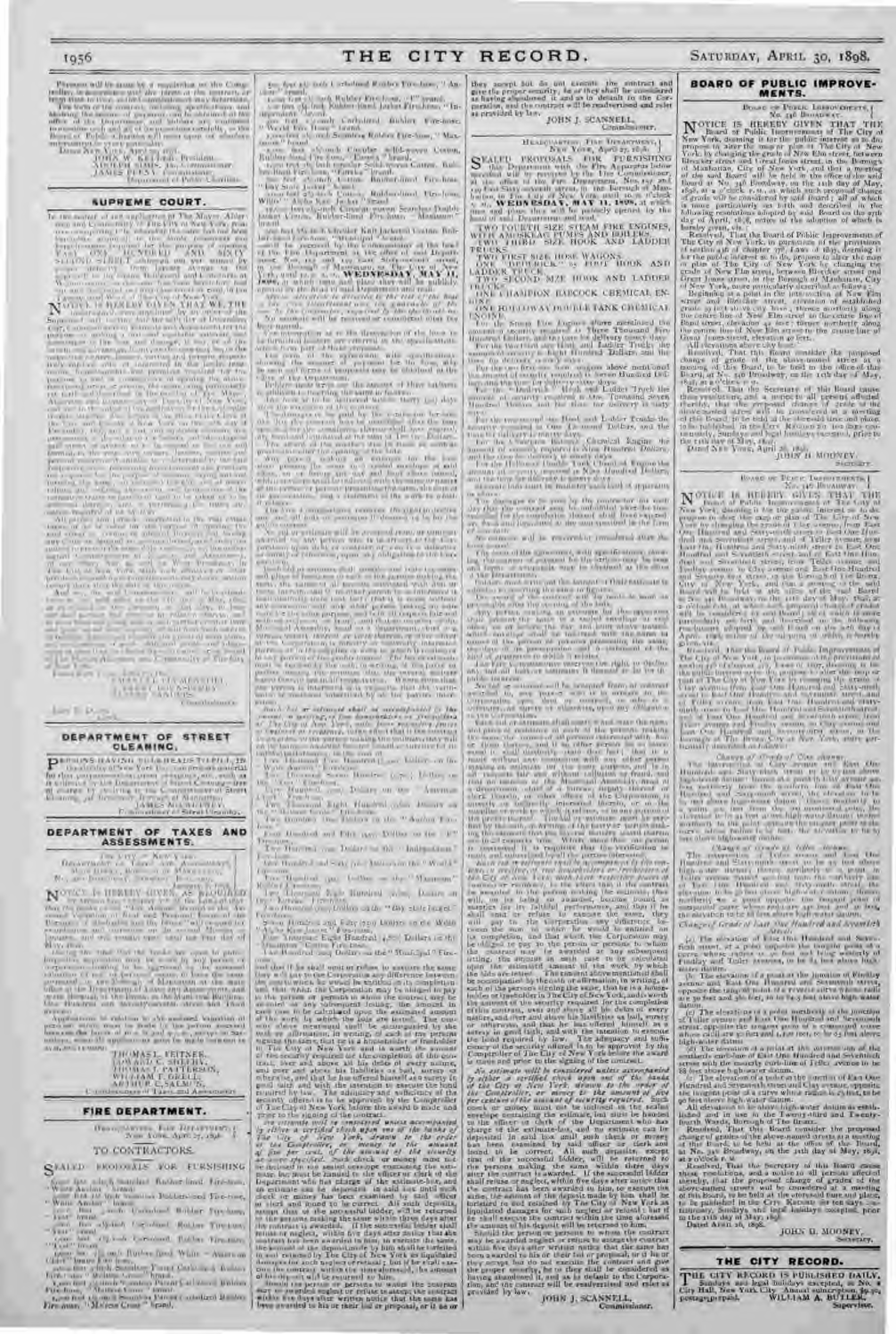## SUPREME COURT.

In the matter of the application of The Mayor, Aldermen and Commonalty of the City of New York, relative to acquiring title ... to the lands ... required for the opening of EAST ONE HUNDRED AND SIXTY-SECOND STREET ...

NOTICE IS HEREBY GIVEN THAT WE, THE undersigned Commissioners of Estimate and Assessment in the above-entitled matter ...

## DEPARTMENT OF STREET CLEANING.

PERSONS HAVING BULKHEADS TO FILL IN ... Commissioner of Street Cleaning.

## DEPARTMENT OF TAXES AND ASSESSMENTS.

THE CITY OF NEW YORK, Department of Taxes and Assessments ...

NOTICE IS HEREBY GIVEN ...

THOMAS L. FEITNER,
EDWARD C. SHEEHY,
THEODORE ... PATTERSON,
WILLIAM ... O'DELL,
ARTHUR C. SALMON,
Commissioners of Taxes and Assessments.

## FIRE DEPARTMENT.

HEADQUARTERS FIRE DEPARTMENT, New York, April 27, 1898.

### TO CONTRACTORS.

SEALED PROPOSALS FOR FURNISHING ...

JOHN J. SCANNELL,
Commissioner.

HEADQUARTERS FIRE DEPARTMENT, New York, April 27, 1898.

SEALED PROPOSALS FOR FURNISHING this Department with the Fire Apparatus ... will be received ... until 10.30 o'clock A.M., WEDNESDAY, MAY 11, 1898, at which time and place they will be publicly opened by the head of said Department and read.

TWO FOURTH SIZE STEAM FIRE ENGINES, WITH AMOSKEAG PUMPS AND BOILERS.
TWO THIRD SIZE HOOK AND LADDER TRUCKS.
TWO FIRST SIZE HOSE WAGONS.
ONE "DEFOREST" ... FIRST HOOK AND LADDER TRUCK.
TWO SECOND SIZE HOOK AND LADDER TRUCKS.
ONE CHAMPION BABCOCK CHEMICAL ENGINE.
ONE HOLLOWAY DOUBLE TANK CHEMICAL ENGINE.

...

JOHN J. SCANNELL,
Commissioner.

## BOARD OF PUBLIC IMPROVEMENTS.

BOARD OF PUBLIC IMPROVEMENTS, No. 346 BROADWAY.

NOTICE IS HEREBY GIVEN THAT THE Board of Public Improvements of The City of New York, deeming it for the public interest so to do, proposes to alter the map or plan of The City of New York ...

Dated New York, April 26, 1898.

JOHN B. MOONEY,
Secretary.

BOARD OF PUBLIC IMPROVEMENTS, No. 346 BROADWAY.

NOTICE IS HEREBY GIVEN THAT THE Board of Public Improvements of The City of New York, deeming it for the public interest so to do, proposes to alter the map or plan of The City of New York ...

Dated New York, April 26, 1898.

JOHN B. MOONEY,
Secretary.

## THE CITY RECORD.

THE CITY RECORD IS PUBLISHED DAILY, Sundays and legal holidays excepted, at No. 2 City Hall, New York City. Annual subscription, $9.30, postage prepaid.

WILLIAM A. BUTLER,
Supervisor.